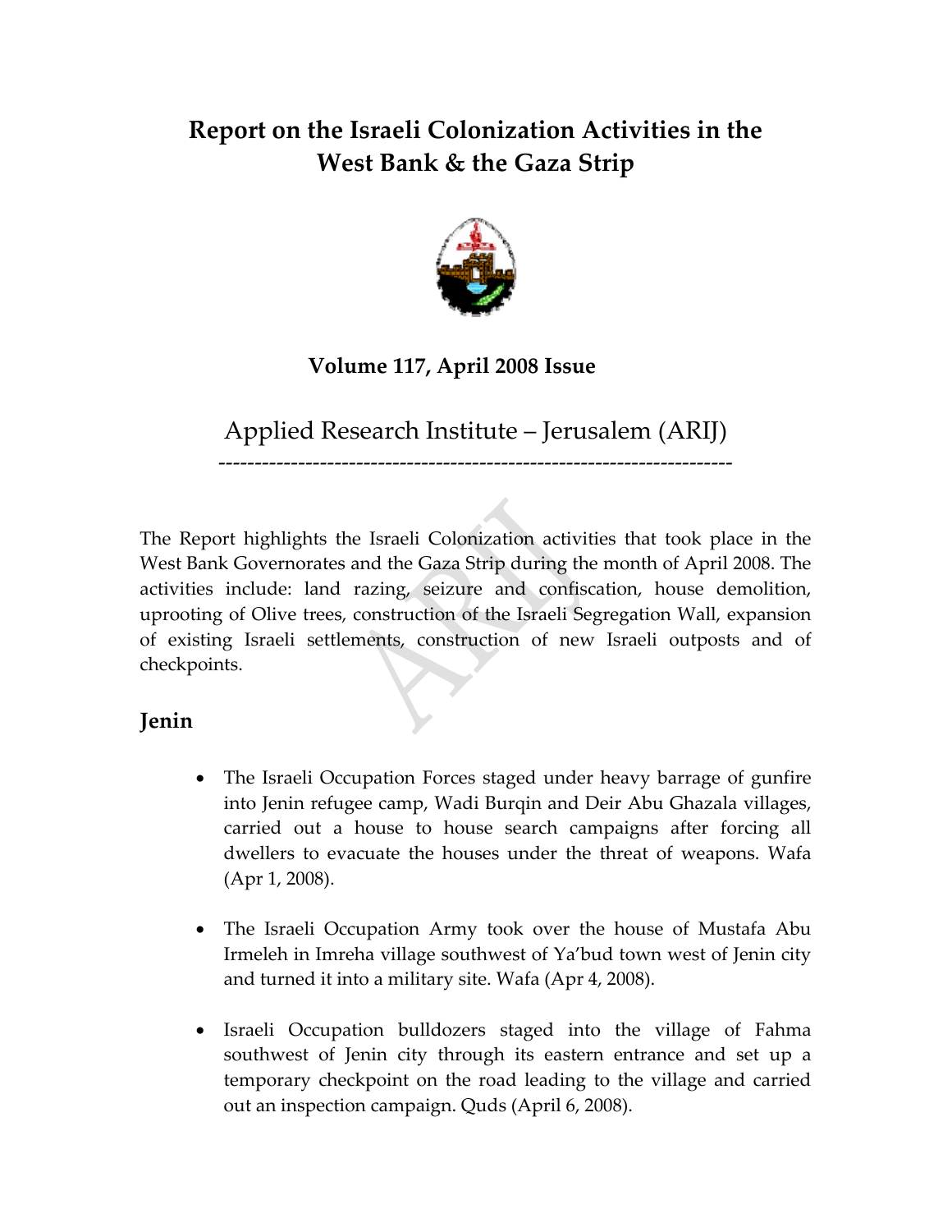# Report on the Israeli Colonization Activities in the West Bank & the Gaza Strip

**Volume 117, April 2008 Issue**

Applied Research Institute – Jerusalem (ARIJ)

---

The Report highlights the Israeli Colonization activities that took place in the West Bank Governorates and the Gaza Strip during the month of April 2008. The activities include: land razing, seizure and confiscation, house demolition, uprooting of Olive trees, construction of the Israeli Segregation Wall, expansion of existing Israeli settlements, construction of new Israeli outposts and of checkpoints.

## Jenin

- The Israeli Occupation Forces staged under heavy barrage of gunfire into Jenin refugee camp, Wadi Burqin and Deir Abu Ghazala villages, carried out a house to house search campaigns after forcing all dwellers to evacuate the houses under the threat of weapons. Wafa (Apr 1, 2008).

- The Israeli Occupation Army took over the house of Mustafa Abu Irmeleh in Imreha village southwest of Ya'bud town west of Jenin city and turned it into a military site. Wafa (Apr 4, 2008).

- Israeli Occupation bulldozers staged into the village of Fahma southwest of Jenin city through its eastern entrance and set up a temporary checkpoint on the road leading to the village and carried out an inspection campaign. Quds (April 6, 2008).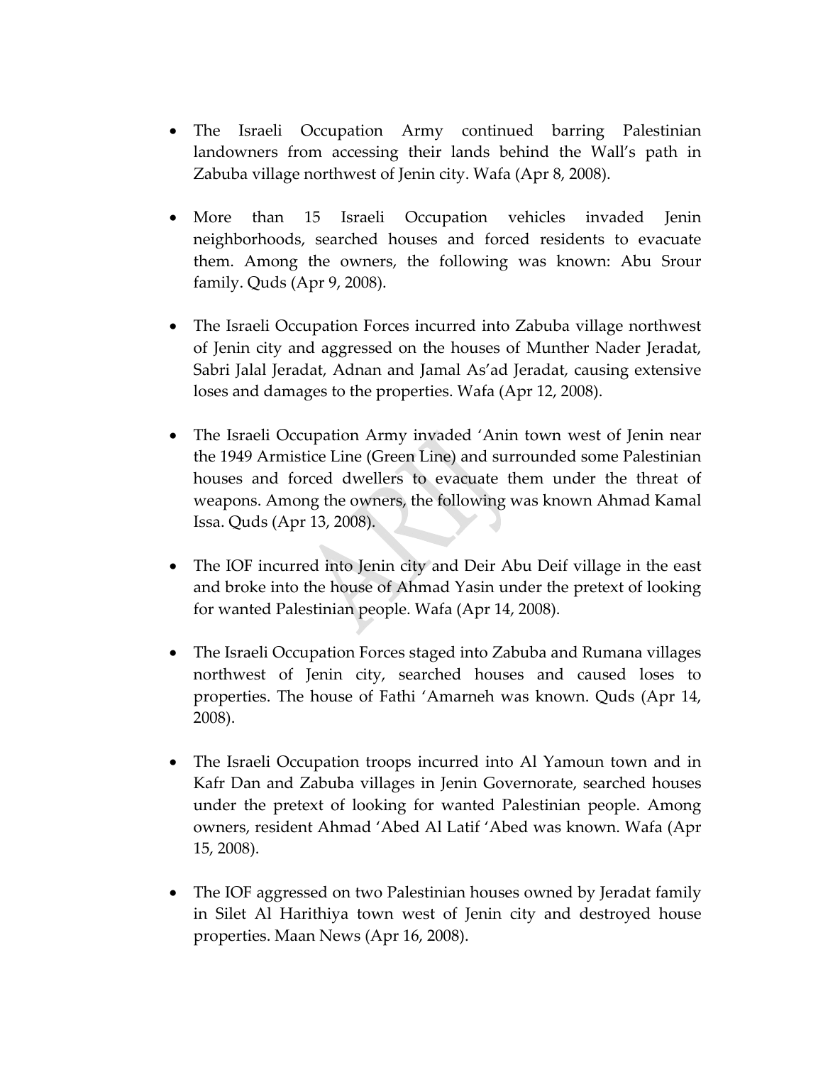- The Israeli Occupation Army continued barring Palestinian landowners from accessing their lands behind the Wall's path in Zabuba village northwest of Jenin city. Wafa (Apr 8, 2008).

- More than 15 Israeli Occupation vehicles invaded Jenin neighborhoods, searched houses and forced residents to evacuate them. Among the owners, the following was known: Abu Srour family. Quds (Apr 9, 2008).

- The Israeli Occupation Forces incurred into Zabuba village northwest of Jenin city and aggressed on the houses of Munther Nader Jeradat, Sabri Jalal Jeradat, Adnan and Jamal As'ad Jeradat, causing extensive loses and damages to the properties. Wafa (Apr 12, 2008).

- The Israeli Occupation Army invaded 'Anin town west of Jenin near the 1949 Armistice Line (Green Line) and surrounded some Palestinian houses and forced dwellers to evacuate them under the threat of weapons. Among the owners, the following was known Ahmad Kamal Issa. Quds (Apr 13, 2008).

- The IOF incurred into Jenin city and Deir Abu Deif village in the east and broke into the house of Ahmad Yasin under the pretext of looking for wanted Palestinian people. Wafa (Apr 14, 2008).

- The Israeli Occupation Forces staged into Zabuba and Rumana villages northwest of Jenin city, searched houses and caused loses to properties. The house of Fathi 'Amarneh was known. Quds (Apr 14, 2008).

- The Israeli Occupation troops incurred into Al Yamoun town and in Kafr Dan and Zabuba villages in Jenin Governorate, searched houses under the pretext of looking for wanted Palestinian people. Among owners, resident Ahmad 'Abed Al Latif 'Abed was known. Wafa (Apr 15, 2008).

- The IOF aggressed on two Palestinian houses owned by Jeradat family in Silet Al Harithiya town west of Jenin city and destroyed house properties. Maan News (Apr 16, 2008).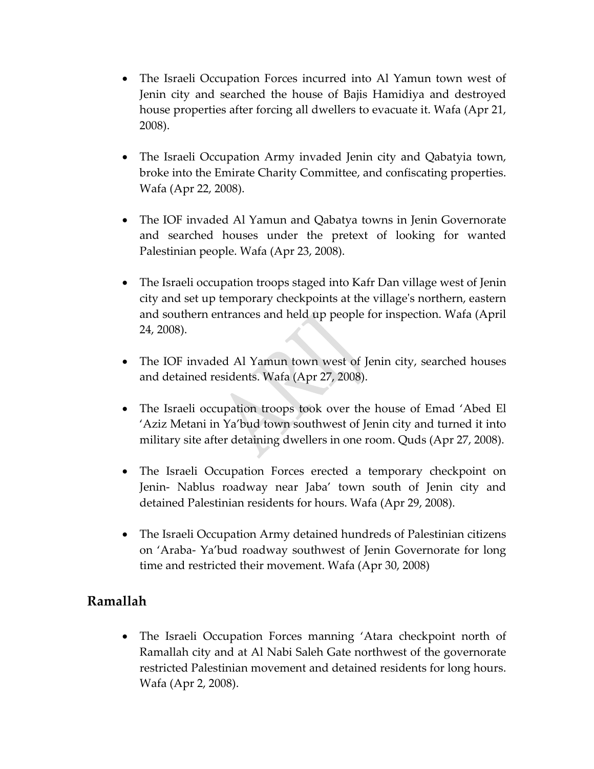- The Israeli Occupation Forces incurred into Al Yamun town west of Jenin city and searched the house of Bajis Hamidiya and destroyed house properties after forcing all dwellers to evacuate it. Wafa (Apr 21, 2008).

- The Israeli Occupation Army invaded Jenin city and Qabatyia town, broke into the Emirate Charity Committee, and confiscating properties. Wafa (Apr 22, 2008).

- The IOF invaded Al Yamun and Qabatya towns in Jenin Governorate and searched houses under the pretext of looking for wanted Palestinian people. Wafa (Apr 23, 2008).

- The Israeli occupation troops staged into Kafr Dan village west of Jenin city and set up temporary checkpoints at the village's northern, eastern and southern entrances and held up people for inspection. Wafa (April 24, 2008).

- The IOF invaded Al Yamun town west of Jenin city, searched houses and detained residents. Wafa (Apr 27, 2008).

- The Israeli occupation troops took over the house of Emad 'Abed El 'Aziz Metani in Ya'bud town southwest of Jenin city and turned it into military site after detaining dwellers in one room. Quds (Apr 27, 2008).

- The Israeli Occupation Forces erected a temporary checkpoint on Jenin- Nablus roadway near Jaba' town south of Jenin city and detained Palestinian residents for hours. Wafa (Apr 29, 2008).

- The Israeli Occupation Army detained hundreds of Palestinian citizens on 'Araba- Ya'bud roadway southwest of Jenin Governorate for long time and restricted their movement. Wafa (Apr 30, 2008)

## Ramallah

- The Israeli Occupation Forces manning 'Atara checkpoint north of Ramallah city and at Al Nabi Saleh Gate northwest of the governorate restricted Palestinian movement and detained residents for long hours. Wafa (Apr 2, 2008).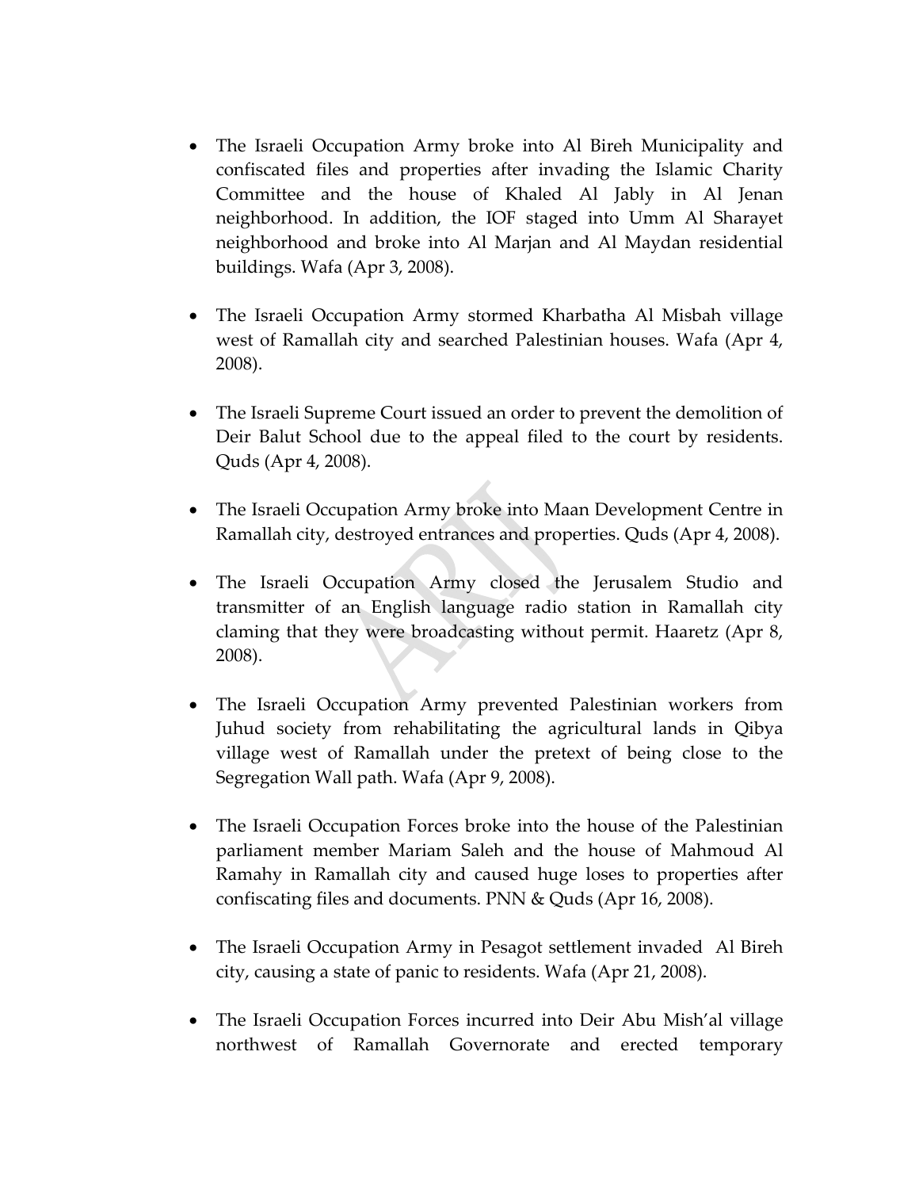- The Israeli Occupation Army broke into Al Bireh Municipality and confiscated files and properties after invading the Islamic Charity Committee and the house of Khaled Al Jably in Al Jenan neighborhood. In addition, the IOF staged into Umm Al Sharayet neighborhood and broke into Al Marjan and Al Maydan residential buildings. Wafa (Apr 3, 2008).

- The Israeli Occupation Army stormed Kharbatha Al Misbah village west of Ramallah city and searched Palestinian houses. Wafa (Apr 4, 2008).

- The Israeli Supreme Court issued an order to prevent the demolition of Deir Balut School due to the appeal filed to the court by residents. Quds (Apr 4, 2008).

- The Israeli Occupation Army broke into Maan Development Centre in Ramallah city, destroyed entrances and properties. Quds (Apr 4, 2008).

- The Israeli Occupation Army closed the Jerusalem Studio and transmitter of an English language radio station in Ramallah city claming that they were broadcasting without permit. Haaretz (Apr 8, 2008).

- The Israeli Occupation Army prevented Palestinian workers from Juhud society from rehabilitating the agricultural lands in Qibya village west of Ramallah under the pretext of being close to the Segregation Wall path. Wafa (Apr 9, 2008).

- The Israeli Occupation Forces broke into the house of the Palestinian parliament member Mariam Saleh and the house of Mahmoud Al Ramahy in Ramallah city and caused huge loses to properties after confiscating files and documents. PNN & Quds (Apr 16, 2008).

- The Israeli Occupation Army in Pesagot settlement invaded Al Bireh city, causing a state of panic to residents. Wafa (Apr 21, 2008).

- The Israeli Occupation Forces incurred into Deir Abu Mish'al village northwest of Ramallah Governorate and erected temporary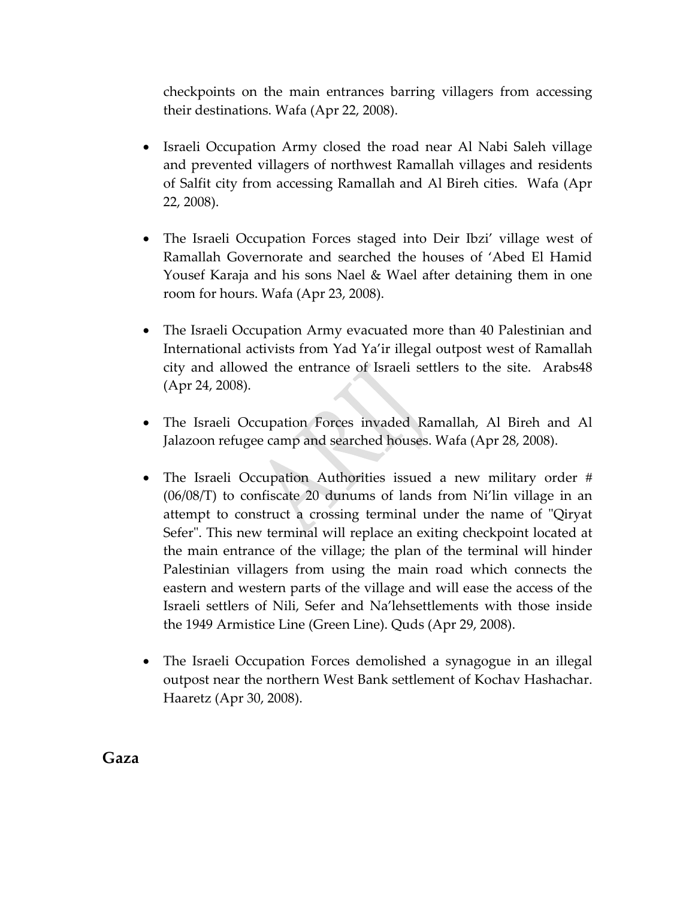checkpoints on the main entrances barring villagers from accessing their destinations. Wafa (Apr 22, 2008).

- Israeli Occupation Army closed the road near Al Nabi Saleh village and prevented villagers of northwest Ramallah villages and residents of Salfit city from accessing Ramallah and Al Bireh cities. Wafa (Apr 22, 2008).

- The Israeli Occupation Forces staged into Deir Ibzi' village west of Ramallah Governorate and searched the houses of 'Abed El Hamid Yousef Karaja and his sons Nael & Wael after detaining them in one room for hours. Wafa (Apr 23, 2008).

- The Israeli Occupation Army evacuated more than 40 Palestinian and International activists from Yad Ya'ir illegal outpost west of Ramallah city and allowed the entrance of Israeli settlers to the site. Arabs48 (Apr 24, 2008).

- The Israeli Occupation Forces invaded Ramallah, Al Bireh and Al Jalazoon refugee camp and searched houses. Wafa (Apr 28, 2008).

- The Israeli Occupation Authorities issued a new military order # (06/08/T) to confiscate 20 dunums of lands from Ni'lin village in an attempt to construct a crossing terminal under the name of "Qiryat Sefer". This new terminal will replace an exiting checkpoint located at the main entrance of the village; the plan of the terminal will hinder Palestinian villagers from using the main road which connects the eastern and western parts of the village and will ease the access of the Israeli settlers of Nili, Sefer and Na'lehsettlements with those inside the 1949 Armistice Line (Green Line). Quds (Apr 29, 2008).

- The Israeli Occupation Forces demolished a synagogue in an illegal outpost near the northern West Bank settlement of Kochav Hashachar. Haaretz (Apr 30, 2008).

## Gaza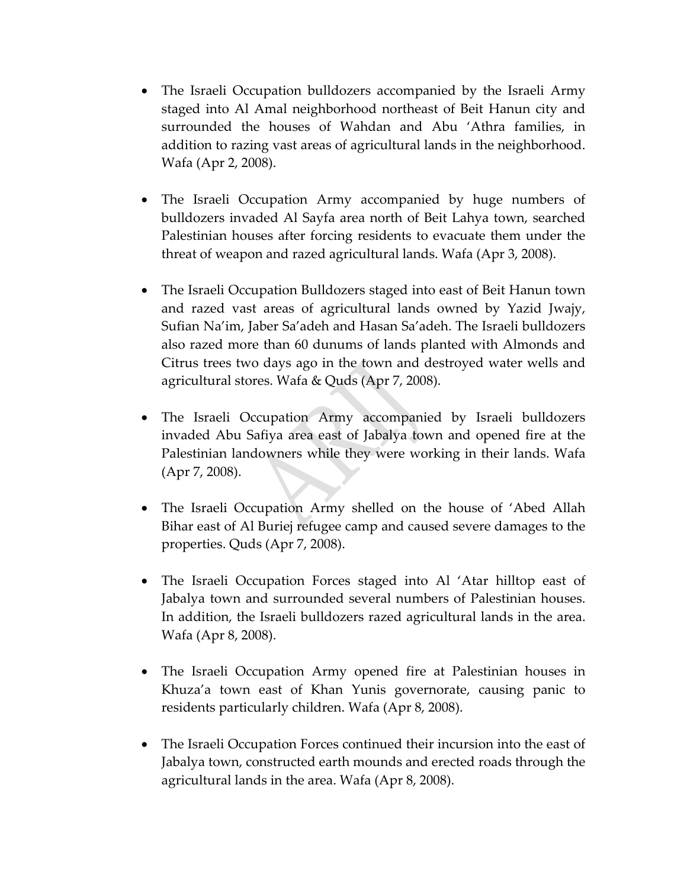- The Israeli Occupation bulldozers accompanied by the Israeli Army staged into Al Amal neighborhood northeast of Beit Hanun city and surrounded the houses of Wahdan and Abu 'Athra families, in addition to razing vast areas of agricultural lands in the neighborhood. Wafa (Apr 2, 2008).

- The Israeli Occupation Army accompanied by huge numbers of bulldozers invaded Al Sayfa area north of Beit Lahya town, searched Palestinian houses after forcing residents to evacuate them under the threat of weapon and razed agricultural lands. Wafa (Apr 3, 2008).

- The Israeli Occupation Bulldozers staged into east of Beit Hanun town and razed vast areas of agricultural lands owned by Yazid Jwajy, Sufian Na'im, Jaber Sa'adeh and Hasan Sa'adeh. The Israeli bulldozers also razed more than 60 dunums of lands planted with Almonds and Citrus trees two days ago in the town and destroyed water wells and agricultural stores. Wafa & Quds (Apr 7, 2008).

- The Israeli Occupation Army accompanied by Israeli bulldozers invaded Abu Safiya area east of Jabalya town and opened fire at the Palestinian landowners while they were working in their lands. Wafa (Apr 7, 2008).

- The Israeli Occupation Army shelled on the house of 'Abed Allah Bihar east of Al Buriej refugee camp and caused severe damages to the properties. Quds (Apr 7, 2008).

- The Israeli Occupation Forces staged into Al 'Atar hilltop east of Jabalya town and surrounded several numbers of Palestinian houses. In addition, the Israeli bulldozers razed agricultural lands in the area. Wafa (Apr 8, 2008).

- The Israeli Occupation Army opened fire at Palestinian houses in Khuza'a town east of Khan Yunis governorate, causing panic to residents particularly children. Wafa (Apr 8, 2008).

- The Israeli Occupation Forces continued their incursion into the east of Jabalya town, constructed earth mounds and erected roads through the agricultural lands in the area. Wafa (Apr 8, 2008).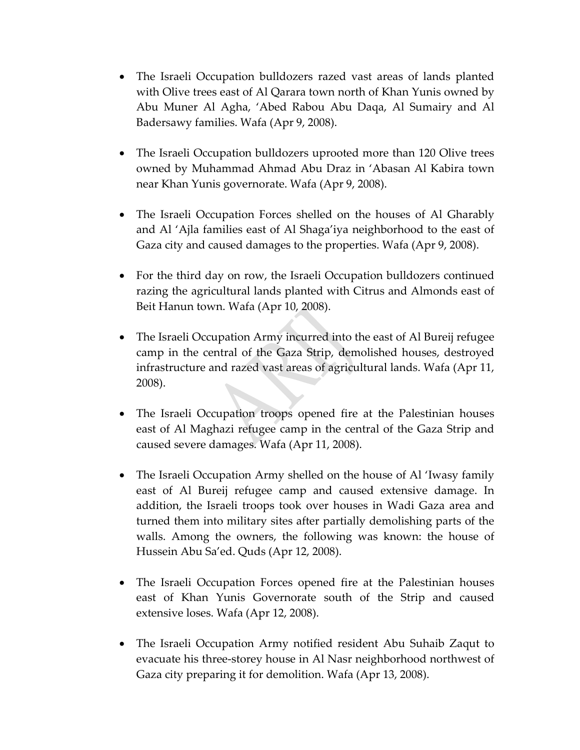- The Israeli Occupation bulldozers razed vast areas of lands planted with Olive trees east of Al Qarara town north of Khan Yunis owned by Abu Muner Al Agha, 'Abed Rabou Abu Daqa, Al Sumairy and Al Badersawy families. Wafa (Apr 9, 2008).

- The Israeli Occupation bulldozers uprooted more than 120 Olive trees owned by Muhammad Ahmad Abu Draz in 'Abasan Al Kabira town near Khan Yunis governorate. Wafa (Apr 9, 2008).

- The Israeli Occupation Forces shelled on the houses of Al Gharably and Al 'Ajla families east of Al Shaga'iya neighborhood to the east of Gaza city and caused damages to the properties. Wafa (Apr 9, 2008).

- For the third day on row, the Israeli Occupation bulldozers continued razing the agricultural lands planted with Citrus and Almonds east of Beit Hanun town. Wafa (Apr 10, 2008).

- The Israeli Occupation Army incurred into the east of Al Bureij refugee camp in the central of the Gaza Strip, demolished houses, destroyed infrastructure and razed vast areas of agricultural lands. Wafa (Apr 11, 2008).

- The Israeli Occupation troops opened fire at the Palestinian houses east of Al Maghazi refugee camp in the central of the Gaza Strip and caused severe damages. Wafa (Apr 11, 2008).

- The Israeli Occupation Army shelled on the house of Al 'Iwasy family east of Al Bureij refugee camp and caused extensive damage. In addition, the Israeli troops took over houses in Wadi Gaza area and turned them into military sites after partially demolishing parts of the walls. Among the owners, the following was known: the house of Hussein Abu Sa'ed. Quds (Apr 12, 2008).

- The Israeli Occupation Forces opened fire at the Palestinian houses east of Khan Yunis Governorate south of the Strip and caused extensive loses. Wafa (Apr 12, 2008).

- The Israeli Occupation Army notified resident Abu Suhaib Zaqut to evacuate his three-storey house in Al Nasr neighborhood northwest of Gaza city preparing it for demolition. Wafa (Apr 13, 2008).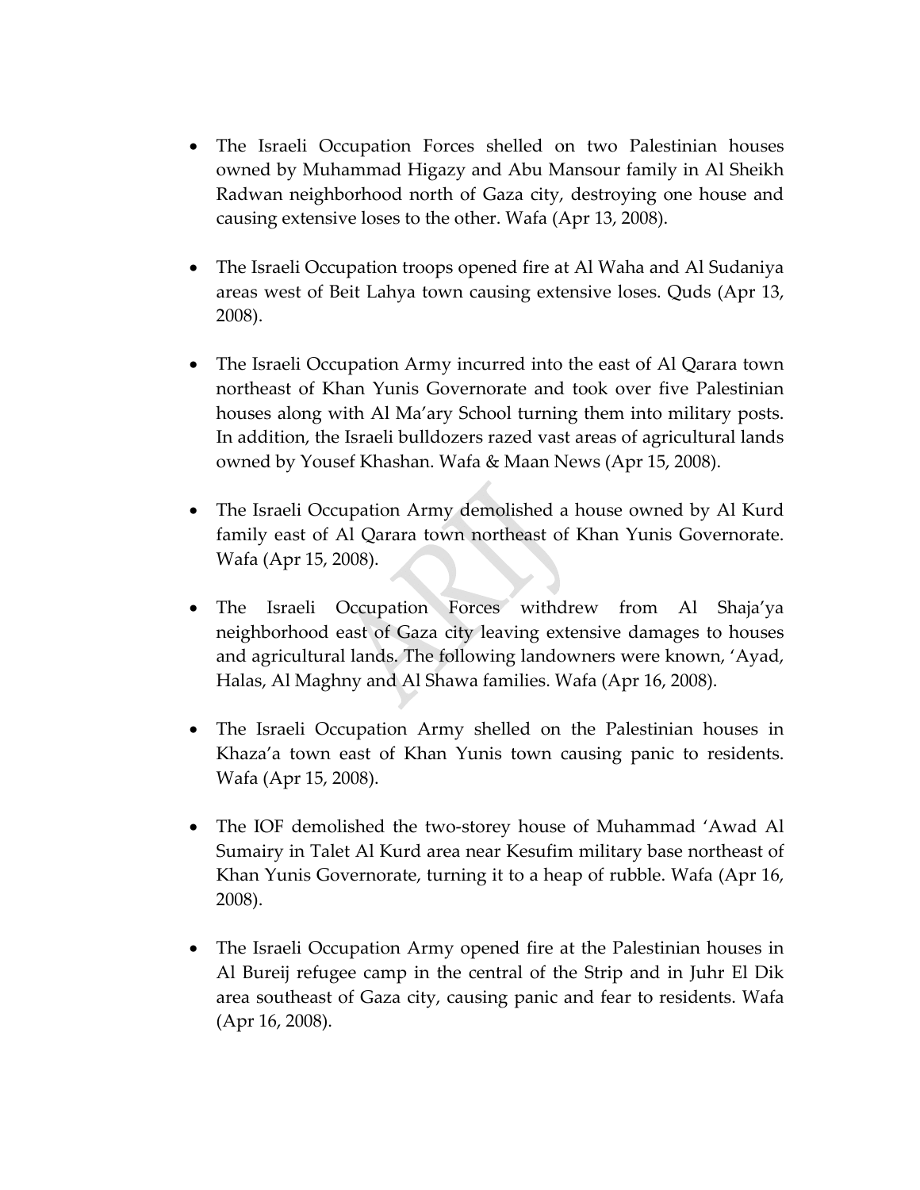- The Israeli Occupation Forces shelled on two Palestinian houses owned by Muhammad Higazy and Abu Mansour family in Al Sheikh Radwan neighborhood north of Gaza city, destroying one house and causing extensive loses to the other. Wafa (Apr 13, 2008).

- The Israeli Occupation troops opened fire at Al Waha and Al Sudaniya areas west of Beit Lahya town causing extensive loses. Quds (Apr 13, 2008).

- The Israeli Occupation Army incurred into the east of Al Qarara town northeast of Khan Yunis Governorate and took over five Palestinian houses along with Al Ma'ary School turning them into military posts. In addition, the Israeli bulldozers razed vast areas of agricultural lands owned by Yousef Khashan. Wafa & Maan News (Apr 15, 2008).

- The Israeli Occupation Army demolished a house owned by Al Kurd family east of Al Qarara town northeast of Khan Yunis Governorate. Wafa (Apr 15, 2008).

- The Israeli Occupation Forces withdrew from Al Shaja'ya neighborhood east of Gaza city leaving extensive damages to houses and agricultural lands. The following landowners were known, 'Ayad, Halas, Al Maghny and Al Shawa families. Wafa (Apr 16, 2008).

- The Israeli Occupation Army shelled on the Palestinian houses in Khaza'a town east of Khan Yunis town causing panic to residents. Wafa (Apr 15, 2008).

- The IOF demolished the two-storey house of Muhammad 'Awad Al Sumairy in Talet Al Kurd area near Kesufim military base northeast of Khan Yunis Governorate, turning it to a heap of rubble. Wafa (Apr 16, 2008).

- The Israeli Occupation Army opened fire at the Palestinian houses in Al Bureij refugee camp in the central of the Strip and in Juhr El Dik area southeast of Gaza city, causing panic and fear to residents. Wafa (Apr 16, 2008).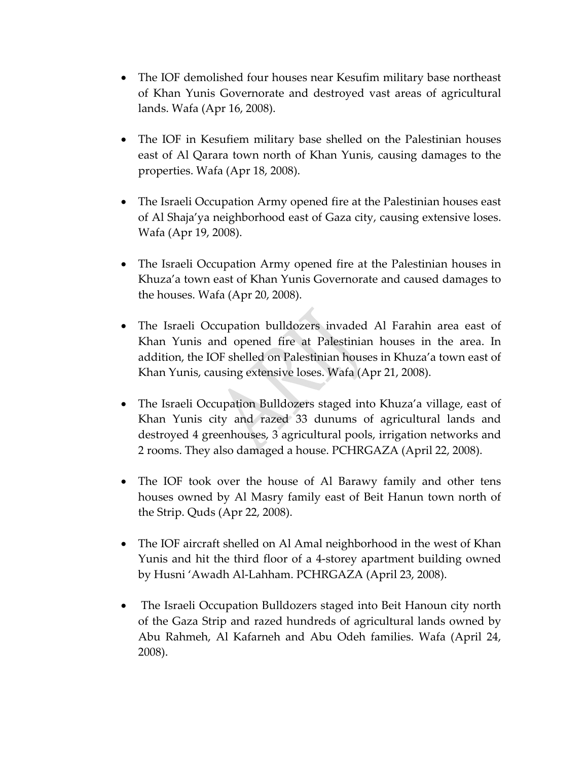- The IOF demolished four houses near Kesufim military base northeast of Khan Yunis Governorate and destroyed vast areas of agricultural lands. Wafa (Apr 16, 2008).

- The IOF in Kesufiem military base shelled on the Palestinian houses east of Al Qarara town north of Khan Yunis, causing damages to the properties. Wafa (Apr 18, 2008).

- The Israeli Occupation Army opened fire at the Palestinian houses east of Al Shaja'ya neighborhood east of Gaza city, causing extensive loses. Wafa (Apr 19, 2008).

- The Israeli Occupation Army opened fire at the Palestinian houses in Khuza'a town east of Khan Yunis Governorate and caused damages to the houses. Wafa (Apr 20, 2008).

- The Israeli Occupation bulldozers invaded Al Farahin area east of Khan Yunis and opened fire at Palestinian houses in the area. In addition, the IOF shelled on Palestinian houses in Khuza'a town east of Khan Yunis, causing extensive loses. Wafa (Apr 21, 2008).

- The Israeli Occupation Bulldozers staged into Khuza'a village, east of Khan Yunis city and razed 33 dunums of agricultural lands and destroyed 4 greenhouses, 3 agricultural pools, irrigation networks and 2 rooms. They also damaged a house. PCHRGAZA (April 22, 2008).

- The IOF took over the house of Al Barawy family and other tens houses owned by Al Masry family east of Beit Hanun town north of the Strip. Quds (Apr 22, 2008).

- The IOF aircraft shelled on Al Amal neighborhood in the west of Khan Yunis and hit the third floor of a 4-storey apartment building owned by Husni 'Awadh Al-Lahham. PCHRGAZA (April 23, 2008).

- The Israeli Occupation Bulldozers staged into Beit Hanoun city north of the Gaza Strip and razed hundreds of agricultural lands owned by Abu Rahmeh, Al Kafarneh and Abu Odeh families. Wafa (April 24, 2008).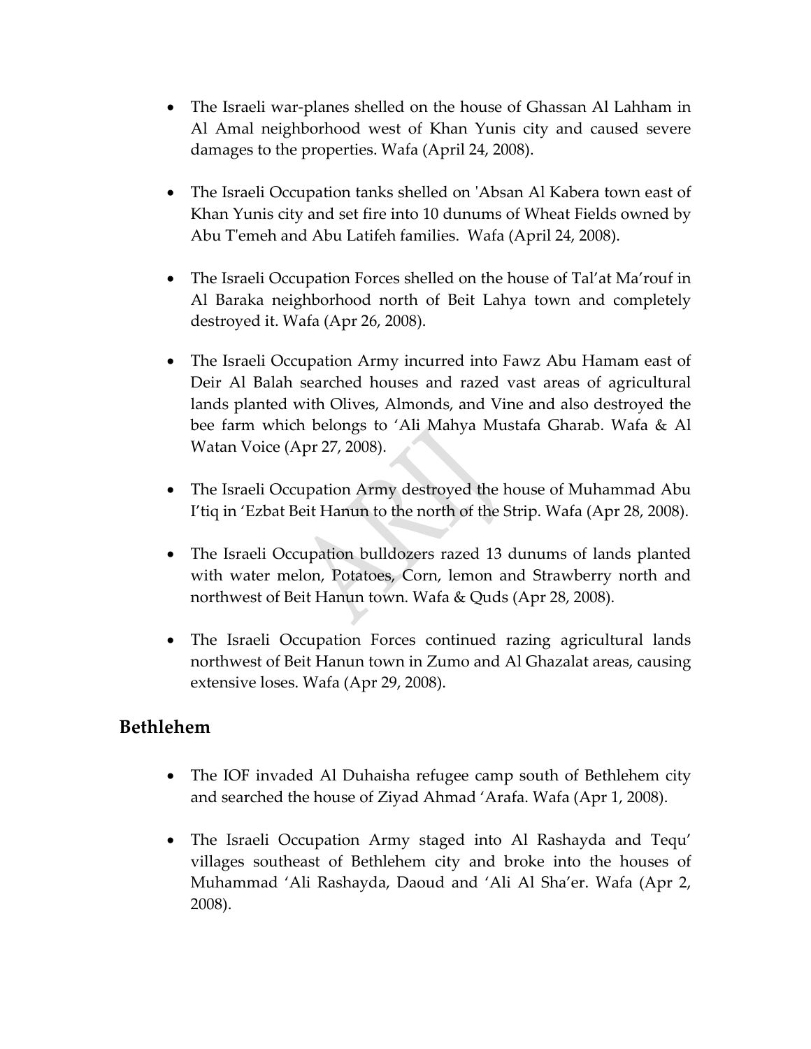- The Israeli war-planes shelled on the house of Ghassan Al Lahham in Al Amal neighborhood west of Khan Yunis city and caused severe damages to the properties. Wafa (April 24, 2008).

- The Israeli Occupation tanks shelled on 'Absan Al Kabera town east of Khan Yunis city and set fire into 10 dunums of Wheat Fields owned by Abu T'emeh and Abu Latifeh families. Wafa (April 24, 2008).

- The Israeli Occupation Forces shelled on the house of Tal'at Ma'rouf in Al Baraka neighborhood north of Beit Lahya town and completely destroyed it. Wafa (Apr 26, 2008).

- The Israeli Occupation Army incurred into Fawz Abu Hamam east of Deir Al Balah searched houses and razed vast areas of agricultural lands planted with Olives, Almonds, and Vine and also destroyed the bee farm which belongs to 'Ali Mahya Mustafa Gharab. Wafa & Al Watan Voice (Apr 27, 2008).

- The Israeli Occupation Army destroyed the house of Muhammad Abu I'tiq in 'Ezbat Beit Hanun to the north of the Strip. Wafa (Apr 28, 2008).

- The Israeli Occupation bulldozers razed 13 dunums of lands planted with water melon, Potatoes, Corn, lemon and Strawberry north and northwest of Beit Hanun town. Wafa & Quds (Apr 28, 2008).

- The Israeli Occupation Forces continued razing agricultural lands northwest of Beit Hanun town in Zumo and Al Ghazalat areas, causing extensive loses. Wafa (Apr 29, 2008).

## Bethlehem

- The IOF invaded Al Duhaisha refugee camp south of Bethlehem city and searched the house of Ziyad Ahmad 'Arafa. Wafa (Apr 1, 2008).

- The Israeli Occupation Army staged into Al Rashayda and Tequ' villages southeast of Bethlehem city and broke into the houses of Muhammad 'Ali Rashayda, Daoud and 'Ali Al Sha'er. Wafa (Apr 2, 2008).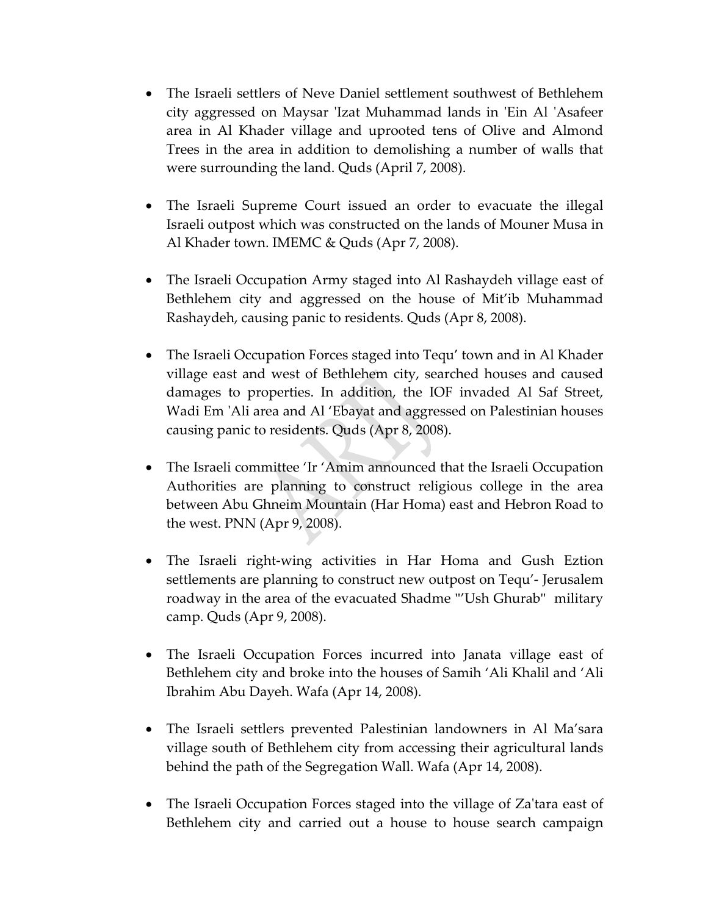- The Israeli settlers of Neve Daniel settlement southwest of Bethlehem city aggressed on Maysar 'Izat Muhammad lands in 'Ein Al 'Asafeer area in Al Khader village and uprooted tens of Olive and Almond Trees in the area in addition to demolishing a number of walls that were surrounding the land. Quds (April 7, 2008).

- The Israeli Supreme Court issued an order to evacuate the illegal Israeli outpost which was constructed on the lands of Mouner Musa in Al Khader town. IMEMC & Quds (Apr 7, 2008).

- The Israeli Occupation Army staged into Al Rashaydeh village east of Bethlehem city and aggressed on the house of Mit'ib Muhammad Rashaydeh, causing panic to residents. Quds (Apr 8, 2008).

- The Israeli Occupation Forces staged into Tequ' town and in Al Khader village east and west of Bethlehem city, searched houses and caused damages to properties. In addition, the IOF invaded Al Saf Street, Wadi Em 'Ali area and Al 'Ebayat and aggressed on Palestinian houses causing panic to residents. Quds (Apr 8, 2008).

- The Israeli committee 'Ir 'Amim announced that the Israeli Occupation Authorities are planning to construct religious college in the area between Abu Ghneim Mountain (Har Homa) east and Hebron Road to the west. PNN (Apr 9, 2008).

- The Israeli right-wing activities in Har Homa and Gush Eztion settlements are planning to construct new outpost on Tequ'- Jerusalem roadway in the area of the evacuated Shadme "'Ush Ghurab" military camp. Quds (Apr 9, 2008).

- The Israeli Occupation Forces incurred into Janata village east of Bethlehem city and broke into the houses of Samih 'Ali Khalil and 'Ali Ibrahim Abu Dayeh. Wafa (Apr 14, 2008).

- The Israeli settlers prevented Palestinian landowners in Al Ma'sara village south of Bethlehem city from accessing their agricultural lands behind the path of the Segregation Wall. Wafa (Apr 14, 2008).

- The Israeli Occupation Forces staged into the village of Za'tara east of Bethlehem city and carried out a house to house search campaign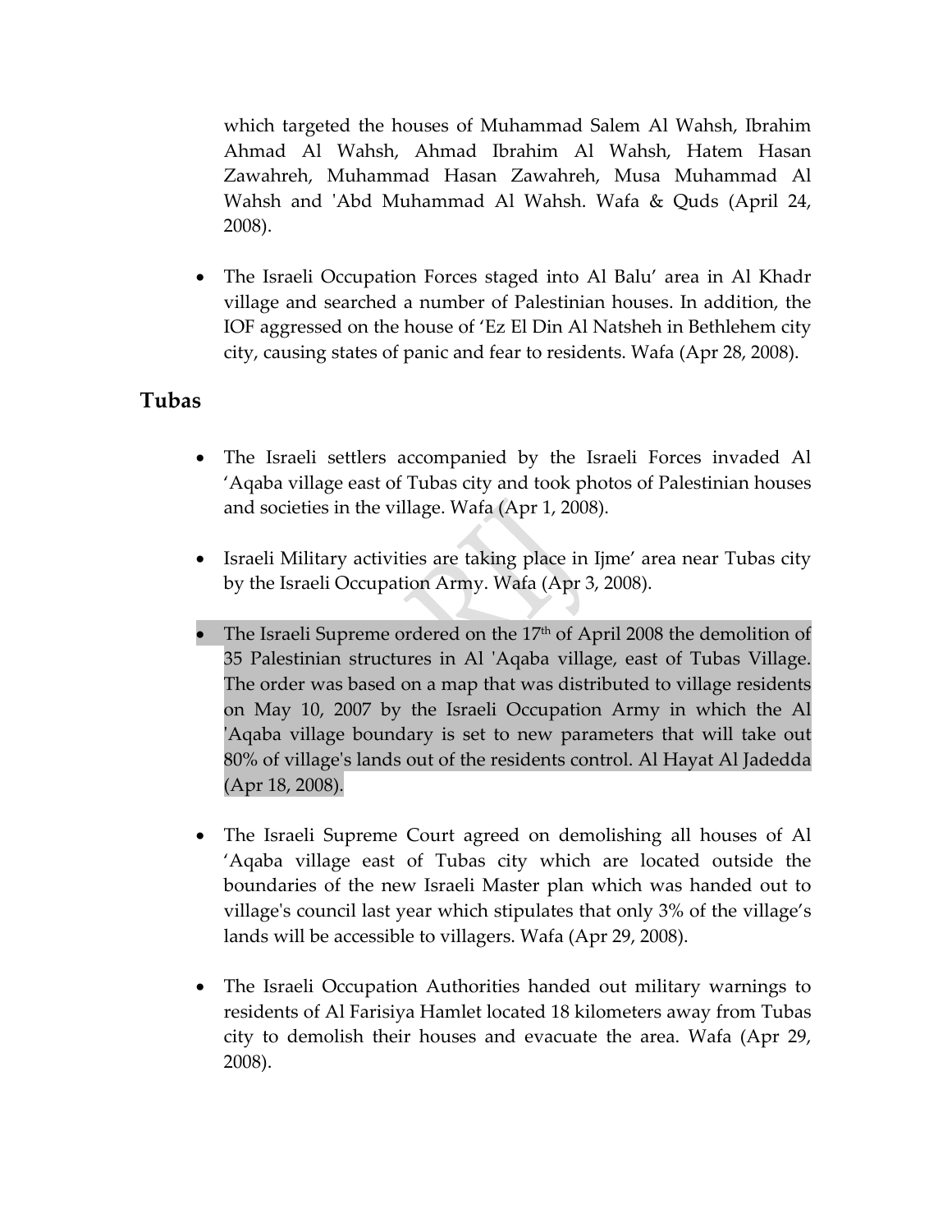which targeted the houses of Muhammad Salem Al Wahsh, Ibrahim Ahmad Al Wahsh, Ahmad Ibrahim Al Wahsh, Hatem Hasan Zawahreh, Muhammad Hasan Zawahreh, Musa Muhammad Al Wahsh and 'Abd Muhammad Al Wahsh. Wafa & Quds (April 24, 2008).

- The Israeli Occupation Forces staged into Al Balu' area in Al Khadr village and searched a number of Palestinian houses. In addition, the IOF aggressed on the house of 'Ez El Din Al Natsheh in Bethlehem city city, causing states of panic and fear to residents. Wafa (Apr 28, 2008).

## Tubas

- The Israeli settlers accompanied by the Israeli Forces invaded Al 'Aqaba village east of Tubas city and took photos of Palestinian houses and societies in the village. Wafa (Apr 1, 2008).

- Israeli Military activities are taking place in Ijme' area near Tubas city by the Israeli Occupation Army. Wafa (Apr 3, 2008).

- The Israeli Supreme ordered on the 17th of April 2008 the demolition of 35 Palestinian structures in Al 'Aqaba village, east of Tubas Village. The order was based on a map that was distributed to village residents on May 10, 2007 by the Israeli Occupation Army in which the Al 'Aqaba village boundary is set to new parameters that will take out 80% of village's lands out of the residents control. Al Hayat Al Jadedda (Apr 18, 2008).

- The Israeli Supreme Court agreed on demolishing all houses of Al 'Aqaba village east of Tubas city which are located outside the boundaries of the new Israeli Master plan which was handed out to village's council last year which stipulates that only 3% of the village's lands will be accessible to villagers. Wafa (Apr 29, 2008).

- The Israeli Occupation Authorities handed out military warnings to residents of Al Farisiya Hamlet located 18 kilometers away from Tubas city to demolish their houses and evacuate the area. Wafa (Apr 29, 2008).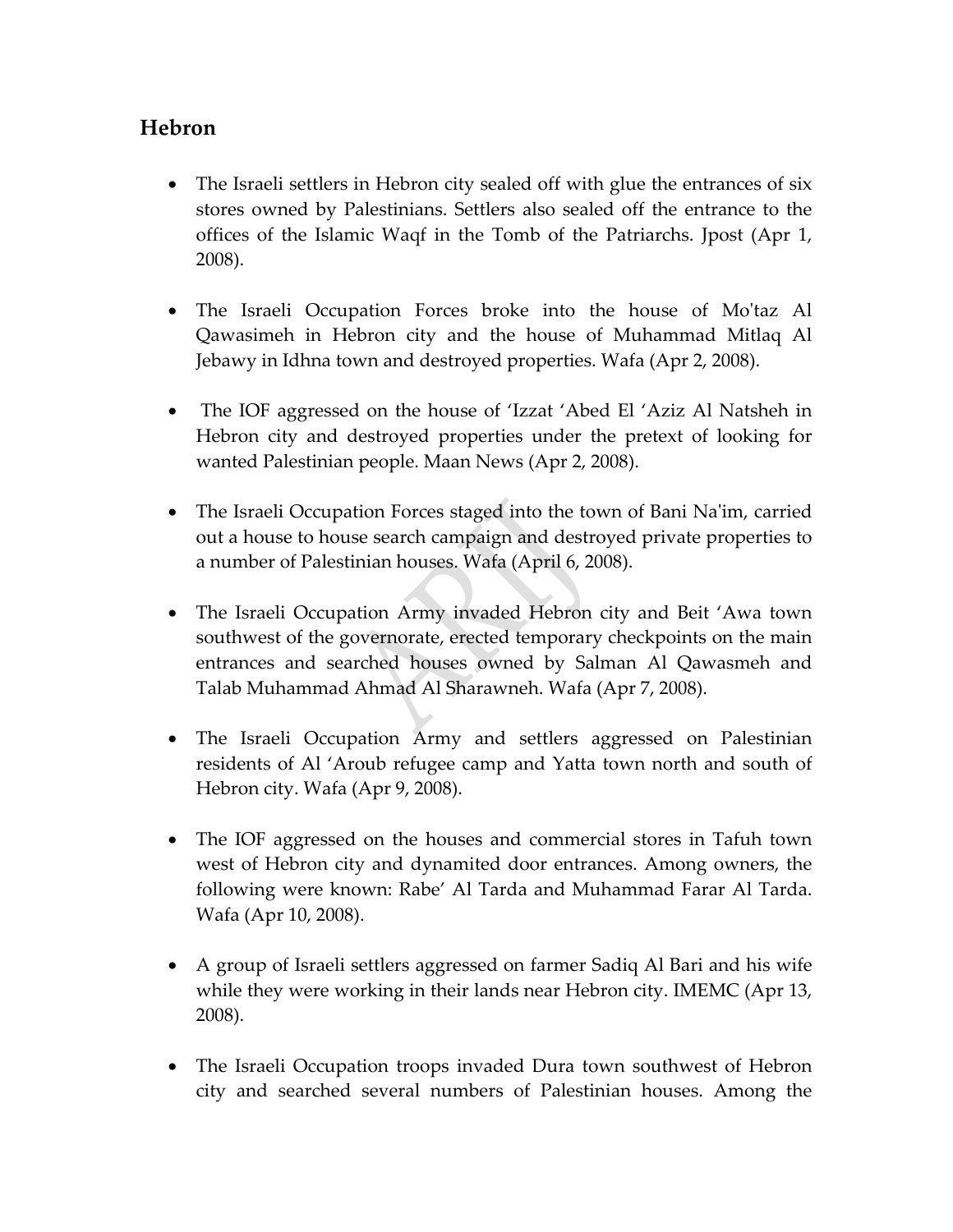## Hebron

- The Israeli settlers in Hebron city sealed off with glue the entrances of six stores owned by Palestinians. Settlers also sealed off the entrance to the offices of the Islamic Waqf in the Tomb of the Patriarchs. Jpost (Apr 1, 2008).

- The Israeli Occupation Forces broke into the house of Mo'taz Al Qawasimeh in Hebron city and the house of Muhammad Mitlaq Al Jebawy in Idhna town and destroyed properties. Wafa (Apr 2, 2008).

- The IOF aggressed on the house of 'Izzat 'Abed El 'Aziz Al Natsheh in Hebron city and destroyed properties under the pretext of looking for wanted Palestinian people. Maan News (Apr 2, 2008).

- The Israeli Occupation Forces staged into the town of Bani Na'im, carried out a house to house search campaign and destroyed private properties to a number of Palestinian houses. Wafa (April 6, 2008).

- The Israeli Occupation Army invaded Hebron city and Beit 'Awa town southwest of the governorate, erected temporary checkpoints on the main entrances and searched houses owned by Salman Al Qawasmeh and Talab Muhammad Ahmad Al Sharawneh. Wafa (Apr 7, 2008).

- The Israeli Occupation Army and settlers aggressed on Palestinian residents of Al 'Aroub refugee camp and Yatta town north and south of Hebron city. Wafa (Apr 9, 2008).

- The IOF aggressed on the houses and commercial stores in Tafuh town west of Hebron city and dynamited door entrances. Among owners, the following were known: Rabe' Al Tarda and Muhammad Farar Al Tarda. Wafa (Apr 10, 2008).

- A group of Israeli settlers aggressed on farmer Sadiq Al Bari and his wife while they were working in their lands near Hebron city. IMEMC (Apr 13, 2008).

- The Israeli Occupation troops invaded Dura town southwest of Hebron city and searched several numbers of Palestinian houses. Among the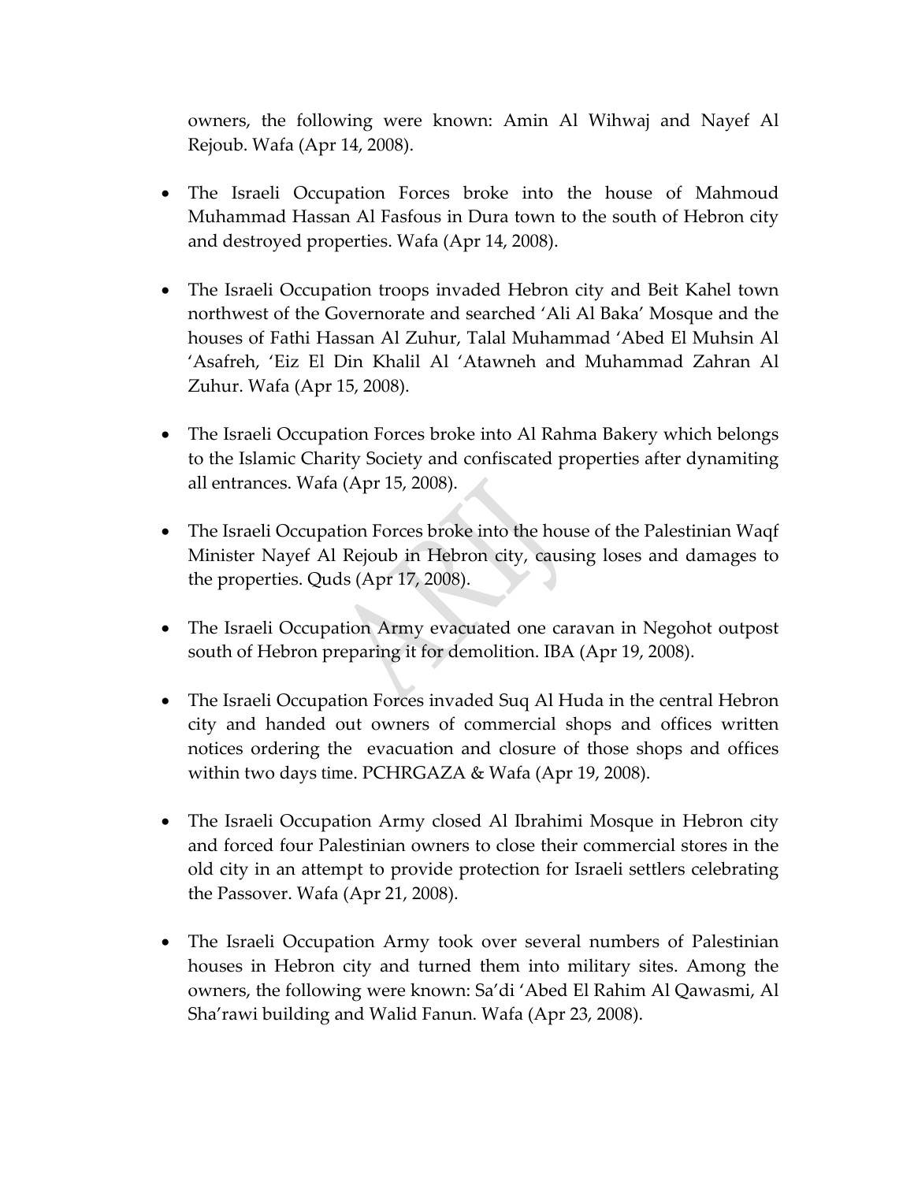owners, the following were known: Amin Al Wihwaj and Nayef Al Rejoub. Wafa (Apr 14, 2008).

- The Israeli Occupation Forces broke into the house of Mahmoud Muhammad Hassan Al Fasfous in Dura town to the south of Hebron city and destroyed properties. Wafa (Apr 14, 2008).

- The Israeli Occupation troops invaded Hebron city and Beit Kahel town northwest of the Governorate and searched 'Ali Al Baka' Mosque and the houses of Fathi Hassan Al Zuhur, Talal Muhammad 'Abed El Muhsin Al 'Asafreh, 'Eiz El Din Khalil Al 'Atawneh and Muhammad Zahran Al Zuhur. Wafa (Apr 15, 2008).

- The Israeli Occupation Forces broke into Al Rahma Bakery which belongs to the Islamic Charity Society and confiscated properties after dynamiting all entrances. Wafa (Apr 15, 2008).

- The Israeli Occupation Forces broke into the house of the Palestinian Waqf Minister Nayef Al Rejoub in Hebron city, causing loses and damages to the properties. Quds (Apr 17, 2008).

- The Israeli Occupation Army evacuated one caravan in Negohot outpost south of Hebron preparing it for demolition. IBA (Apr 19, 2008).

- The Israeli Occupation Forces invaded Suq Al Huda in the central Hebron city and handed out owners of commercial shops and offices written notices ordering the evacuation and closure of those shops and offices within two days time. PCHRGAZA & Wafa (Apr 19, 2008).

- The Israeli Occupation Army closed Al Ibrahimi Mosque in Hebron city and forced four Palestinian owners to close their commercial stores in the old city in an attempt to provide protection for Israeli settlers celebrating the Passover. Wafa (Apr 21, 2008).

- The Israeli Occupation Army took over several numbers of Palestinian houses in Hebron city and turned them into military sites. Among the owners, the following were known: Sa'di 'Abed El Rahim Al Qawasmi, Al Sha'rawi building and Walid Fanun. Wafa (Apr 23, 2008).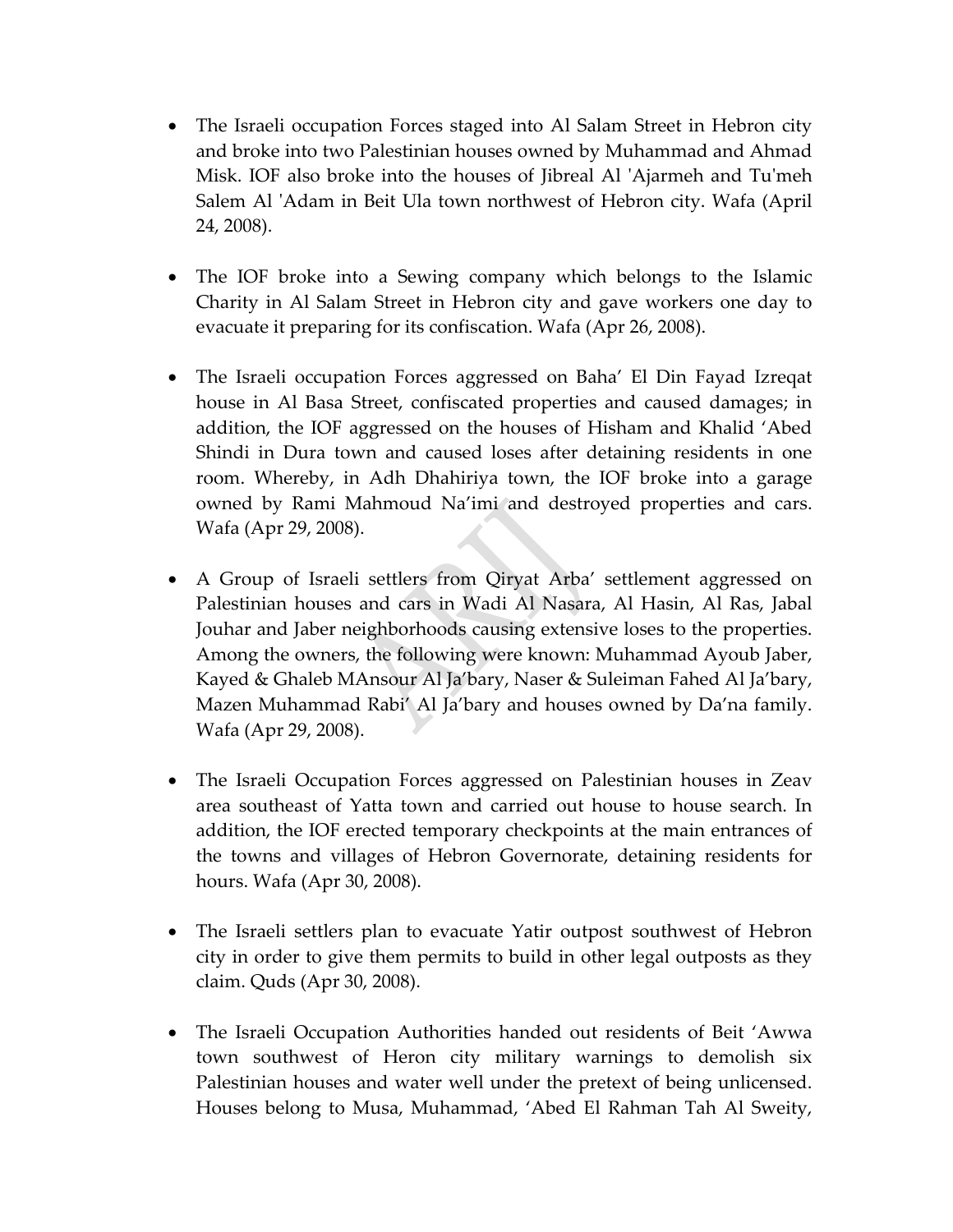- The Israeli occupation Forces staged into Al Salam Street in Hebron city and broke into two Palestinian houses owned by Muhammad and Ahmad Misk. IOF also broke into the houses of Jibreal Al 'Ajarmeh and Tu'meh Salem Al 'Adam in Beit Ula town northwest of Hebron city. Wafa (April 24, 2008).

- The IOF broke into a Sewing company which belongs to the Islamic Charity in Al Salam Street in Hebron city and gave workers one day to evacuate it preparing for its confiscation. Wafa (Apr 26, 2008).

- The Israeli occupation Forces aggressed on Baha' El Din Fayad Izreqat house in Al Basa Street, confiscated properties and caused damages; in addition, the IOF aggressed on the houses of Hisham and Khalid 'Abed Shindi in Dura town and caused loses after detaining residents in one room. Whereby, in Adh Dhahiriya town, the IOF broke into a garage owned by Rami Mahmoud Na'imi and destroyed properties and cars. Wafa (Apr 29, 2008).

- A Group of Israeli settlers from Qiryat Arba' settlement aggressed on Palestinian houses and cars in Wadi Al Nasara, Al Hasin, Al Ras, Jabal Jouhar and Jaber neighborhoods causing extensive loses to the properties. Among the owners, the following were known: Muhammad Ayoub Jaber, Kayed & Ghaleb MAnsour Al Ja'bary, Naser & Suleiman Fahed Al Ja'bary, Mazen Muhammad Rabi' Al Ja'bary and houses owned by Da'na family. Wafa (Apr 29, 2008).

- The Israeli Occupation Forces aggressed on Palestinian houses in Zeav area southeast of Yatta town and carried out house to house search. In addition, the IOF erected temporary checkpoints at the main entrances of the towns and villages of Hebron Governorate, detaining residents for hours. Wafa (Apr 30, 2008).

- The Israeli settlers plan to evacuate Yatir outpost southwest of Hebron city in order to give them permits to build in other legal outposts as they claim. Quds (Apr 30, 2008).

- The Israeli Occupation Authorities handed out residents of Beit 'Awwa town southwest of Heron city military warnings to demolish six Palestinian houses and water well under the pretext of being unlicensed. Houses belong to Musa, Muhammad, 'Abed El Rahman Tah Al Sweity,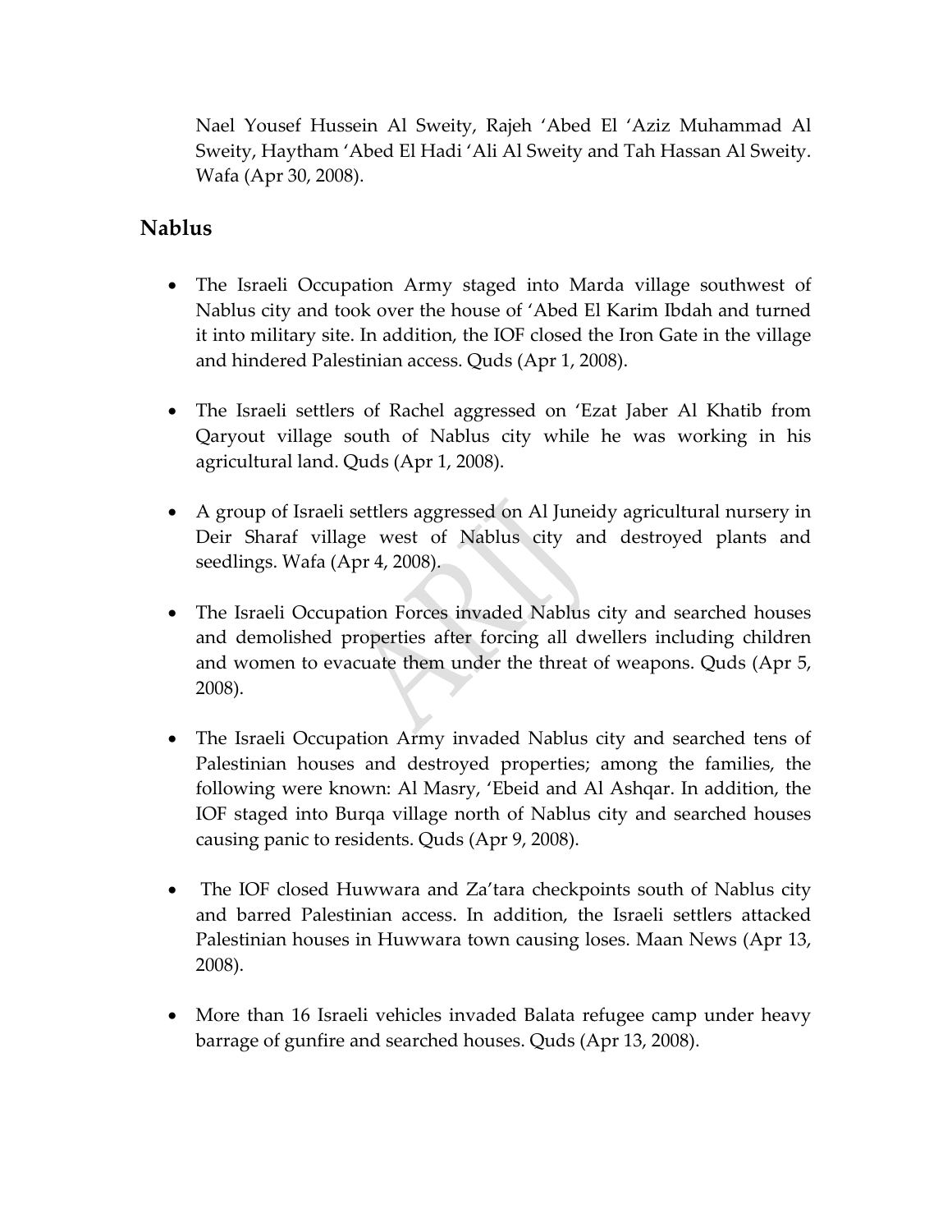Nael Yousef Hussein Al Sweity, Rajeh 'Abed El 'Aziz Muhammad Al Sweity, Haytham 'Abed El Hadi 'Ali Al Sweity and Tah Hassan Al Sweity. Wafa (Apr 30, 2008).

## Nablus

- The Israeli Occupation Army staged into Marda village southwest of Nablus city and took over the house of 'Abed El Karim Ibdah and turned it into military site. In addition, the IOF closed the Iron Gate in the village and hindered Palestinian access. Quds (Apr 1, 2008).

- The Israeli settlers of Rachel aggressed on 'Ezat Jaber Al Khatib from Qaryout village south of Nablus city while he was working in his agricultural land. Quds (Apr 1, 2008).

- A group of Israeli settlers aggressed on Al Juneidy agricultural nursery in Deir Sharaf village west of Nablus city and destroyed plants and seedlings. Wafa (Apr 4, 2008).

- The Israeli Occupation Forces invaded Nablus city and searched houses and demolished properties after forcing all dwellers including children and women to evacuate them under the threat of weapons. Quds (Apr 5, 2008).

- The Israeli Occupation Army invaded Nablus city and searched tens of Palestinian houses and destroyed properties; among the families, the following were known: Al Masry, 'Ebeid and Al Ashqar. In addition, the IOF staged into Burqa village north of Nablus city and searched houses causing panic to residents. Quds (Apr 9, 2008).

- The IOF closed Huwwara and Za'tara checkpoints south of Nablus city and barred Palestinian access. In addition, the Israeli settlers attacked Palestinian houses in Huwwara town causing loses. Maan News (Apr 13, 2008).

- More than 16 Israeli vehicles invaded Balata refugee camp under heavy barrage of gunfire and searched houses. Quds (Apr 13, 2008).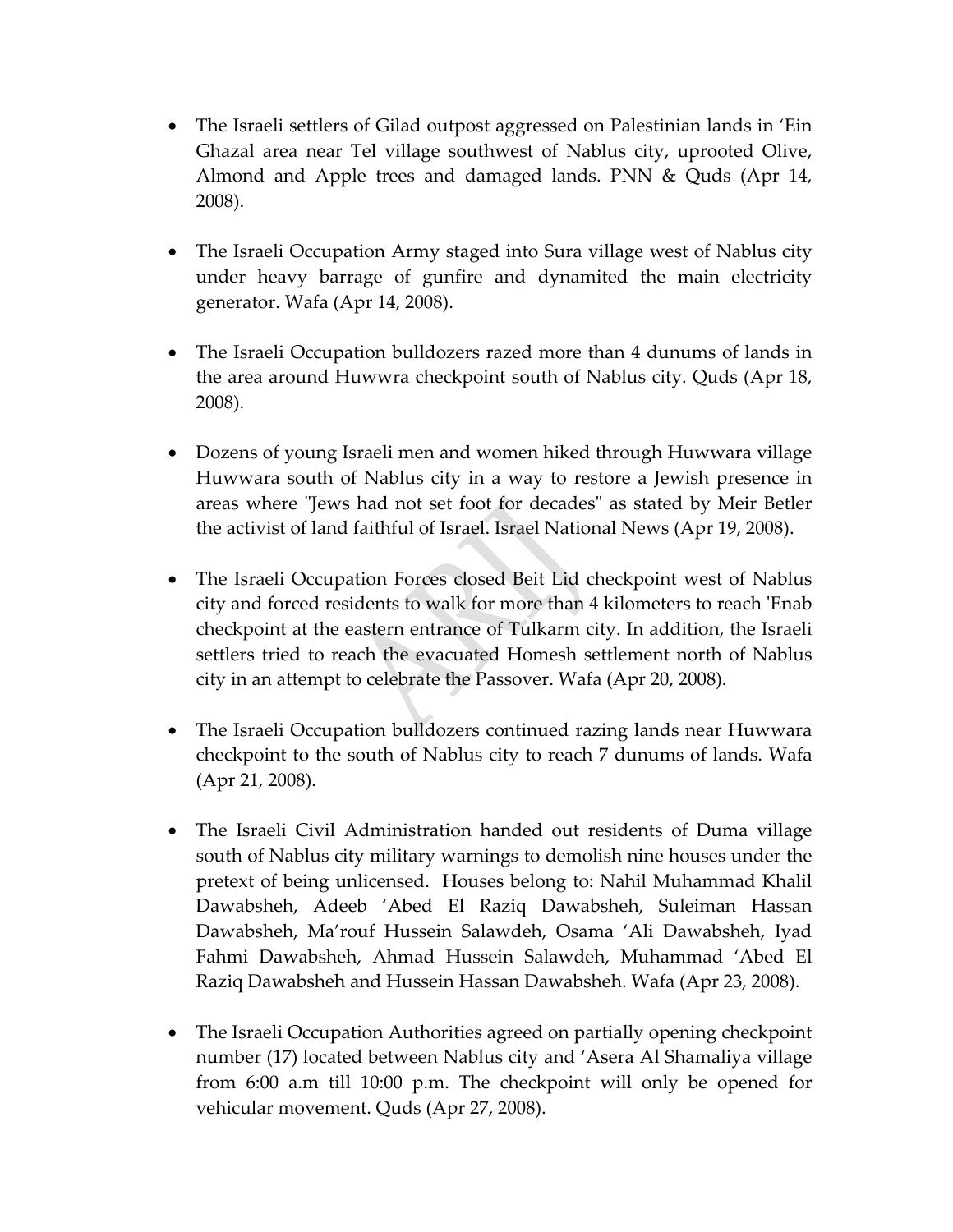- The Israeli settlers of Gilad outpost aggressed on Palestinian lands in 'Ein Ghazal area near Tel village southwest of Nablus city, uprooted Olive, Almond and Apple trees and damaged lands. PNN & Quds (Apr 14, 2008).

- The Israeli Occupation Army staged into Sura village west of Nablus city under heavy barrage of gunfire and dynamited the main electricity generator. Wafa (Apr 14, 2008).

- The Israeli Occupation bulldozers razed more than 4 dunums of lands in the area around Huwwra checkpoint south of Nablus city. Quds (Apr 18, 2008).

- Dozens of young Israeli men and women hiked through Huwwara village Huwwara south of Nablus city in a way to restore a Jewish presence in areas where "Jews had not set foot for decades" as stated by Meir Betler the activist of land faithful of Israel. Israel National News (Apr 19, 2008).

- The Israeli Occupation Forces closed Beit Lid checkpoint west of Nablus city and forced residents to walk for more than 4 kilometers to reach 'Enab checkpoint at the eastern entrance of Tulkarm city. In addition, the Israeli settlers tried to reach the evacuated Homesh settlement north of Nablus city in an attempt to celebrate the Passover. Wafa (Apr 20, 2008).

- The Israeli Occupation bulldozers continued razing lands near Huwwara checkpoint to the south of Nablus city to reach 7 dunums of lands. Wafa (Apr 21, 2008).

- The Israeli Civil Administration handed out residents of Duma village south of Nablus city military warnings to demolish nine houses under the pretext of being unlicensed. Houses belong to: Nahil Muhammad Khalil Dawabsheh, Adeeb 'Abed El Raziq Dawabsheh, Suleiman Hassan Dawabsheh, Ma'rouf Hussein Salawdeh, Osama 'Ali Dawabsheh, Iyad Fahmi Dawabsheh, Ahmad Hussein Salawdeh, Muhammad 'Abed El Raziq Dawabsheh and Hussein Hassan Dawabsheh. Wafa (Apr 23, 2008).

- The Israeli Occupation Authorities agreed on partially opening checkpoint number (17) located between Nablus city and 'Asera Al Shamaliya village from 6:00 a.m till 10:00 p.m. The checkpoint will only be opened for vehicular movement. Quds (Apr 27, 2008).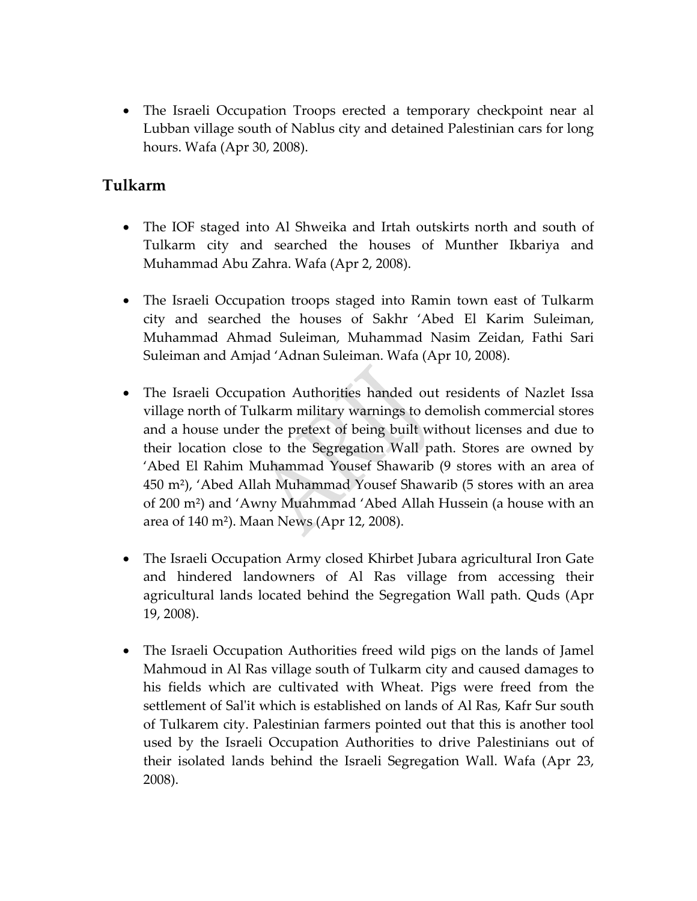- The Israeli Occupation Troops erected a temporary checkpoint near al Lubban village south of Nablus city and detained Palestinian cars for long hours. Wafa (Apr 30, 2008).

## Tulkarm

- The IOF staged into Al Shweika and Irtah outskirts north and south of Tulkarm city and searched the houses of Munther Ikbariya and Muhammad Abu Zahra. Wafa (Apr 2, 2008).

- The Israeli Occupation troops staged into Ramin town east of Tulkarm city and searched the houses of Sakhr 'Abed El Karim Suleiman, Muhammad Ahmad Suleiman, Muhammad Nasim Zeidan, Fathi Sari Suleiman and Amjad 'Adnan Suleiman. Wafa (Apr 10, 2008).

- The Israeli Occupation Authorities handed out residents of Nazlet Issa village north of Tulkarm military warnings to demolish commercial stores and a house under the pretext of being built without licenses and due to their location close to the Segregation Wall path. Stores are owned by 'Abed El Rahim Muhammad Yousef Shawarib (9 stores with an area of 450 m²), 'Abed Allah Muhammad Yousef Shawarib (5 stores with an area of 200 m²) and 'Awny Muahmmad 'Abed Allah Hussein (a house with an area of 140 m²). Maan News (Apr 12, 2008).

- The Israeli Occupation Army closed Khirbet Jubara agricultural Iron Gate and hindered landowners of Al Ras village from accessing their agricultural lands located behind the Segregation Wall path. Quds (Apr 19, 2008).

- The Israeli Occupation Authorities freed wild pigs on the lands of Jamel Mahmoud in Al Ras village south of Tulkarm city and caused damages to his fields which are cultivated with Wheat. Pigs were freed from the settlement of Sal'it which is established on lands of Al Ras, Kafr Sur south of Tulkarem city. Palestinian farmers pointed out that this is another tool used by the Israeli Occupation Authorities to drive Palestinians out of their isolated lands behind the Israeli Segregation Wall. Wafa (Apr 23, 2008).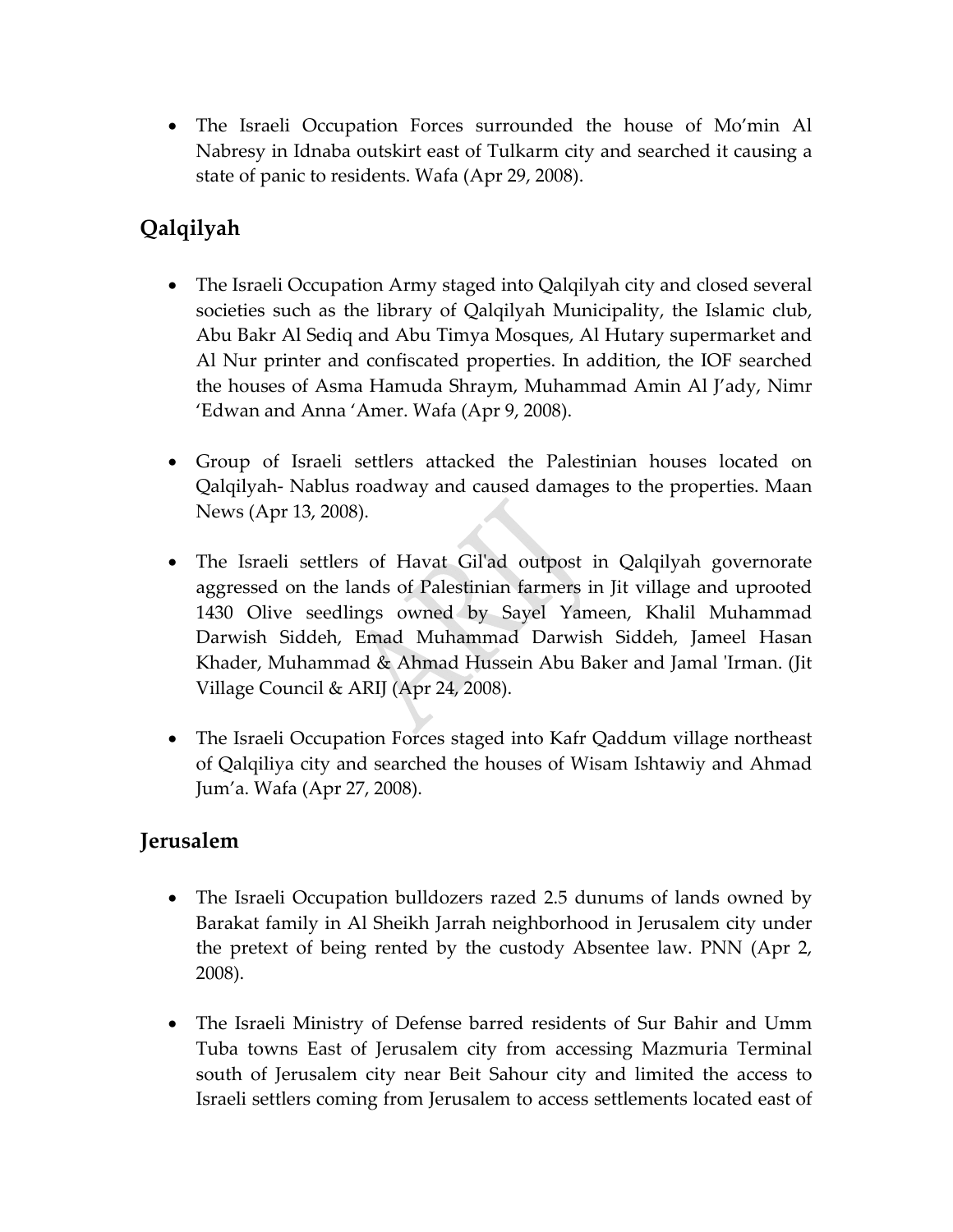- The Israeli Occupation Forces surrounded the house of Mo'min Al Nabresy in Idnaba outskirt east of Tulkarm city and searched it causing a state of panic to residents. Wafa (Apr 29, 2008).

## Qalqilyah

- The Israeli Occupation Army staged into Qalqilyah city and closed several societies such as the library of Qalqilyah Municipality, the Islamic club, Abu Bakr Al Sediq and Abu Timya Mosques, Al Hutary supermarket and Al Nur printer and confiscated properties. In addition, the IOF searched the houses of Asma Hamuda Shraym, Muhammad Amin Al J'ady, Nimr 'Edwan and Anna 'Amer. Wafa (Apr 9, 2008).

- Group of Israeli settlers attacked the Palestinian houses located on Qalqilyah- Nablus roadway and caused damages to the properties. Maan News (Apr 13, 2008).

- The Israeli settlers of Havat Gil'ad outpost in Qalqilyah governorate aggressed on the lands of Palestinian farmers in Jit village and uprooted 1430 Olive seedlings owned by Sayel Yameen, Khalil Muhammad Darwish Siddeh, Emad Muhammad Darwish Siddeh, Jameel Hasan Khader, Muhammad & Ahmad Hussein Abu Baker and Jamal 'Irman. (Jit Village Council & ARIJ (Apr 24, 2008).

- The Israeli Occupation Forces staged into Kafr Qaddum village northeast of Qalqiliya city and searched the houses of Wisam Ishtawiy and Ahmad Jum'a. Wafa (Apr 27, 2008).

## Jerusalem

- The Israeli Occupation bulldozers razed 2.5 dunums of lands owned by Barakat family in Al Sheikh Jarrah neighborhood in Jerusalem city under the pretext of being rented by the custody Absentee law. PNN (Apr 2, 2008).

- The Israeli Ministry of Defense barred residents of Sur Bahir and Umm Tuba towns East of Jerusalem city from accessing Mazmuria Terminal south of Jerusalem city near Beit Sahour city and limited the access to Israeli settlers coming from Jerusalem to access settlements located east of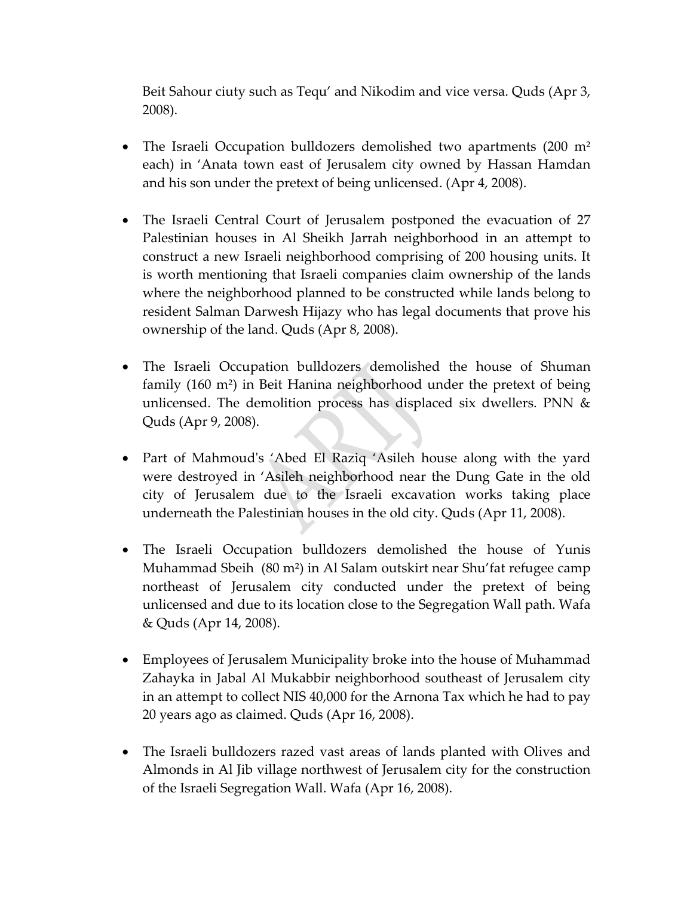Beit Sahour ciuty such as Tequ' and Nikodim and vice versa. Quds (Apr 3, 2008).

- The Israeli Occupation bulldozers demolished two apartments (200 m² each) in 'Anata town east of Jerusalem city owned by Hassan Hamdan and his son under the pretext of being unlicensed. (Apr 4, 2008).

- The Israeli Central Court of Jerusalem postponed the evacuation of 27 Palestinian houses in Al Sheikh Jarrah neighborhood in an attempt to construct a new Israeli neighborhood comprising of 200 housing units. It is worth mentioning that Israeli companies claim ownership of the lands where the neighborhood planned to be constructed while lands belong to resident Salman Darwesh Hijazy who has legal documents that prove his ownership of the land. Quds (Apr 8, 2008).

- The Israeli Occupation bulldozers demolished the house of Shuman family (160 m²) in Beit Hanina neighborhood under the pretext of being unlicensed. The demolition process has displaced six dwellers. PNN & Quds (Apr 9, 2008).

- Part of Mahmoud's 'Abed El Raziq 'Asileh house along with the yard were destroyed in 'Asileh neighborhood near the Dung Gate in the old city of Jerusalem due to the Israeli excavation works taking place underneath the Palestinian houses in the old city. Quds (Apr 11, 2008).

- The Israeli Occupation bulldozers demolished the house of Yunis Muhammad Sbeih (80 m²) in Al Salam outskirt near Shu'fat refugee camp northeast of Jerusalem city conducted under the pretext of being unlicensed and due to its location close to the Segregation Wall path. Wafa & Quds (Apr 14, 2008).

- Employees of Jerusalem Municipality broke into the house of Muhammad Zahayka in Jabal Al Mukabbir neighborhood southeast of Jerusalem city in an attempt to collect NIS 40,000 for the Arnona Tax which he had to pay 20 years ago as claimed. Quds (Apr 16, 2008).

- The Israeli bulldozers razed vast areas of lands planted with Olives and Almonds in Al Jib village northwest of Jerusalem city for the construction of the Israeli Segregation Wall. Wafa (Apr 16, 2008).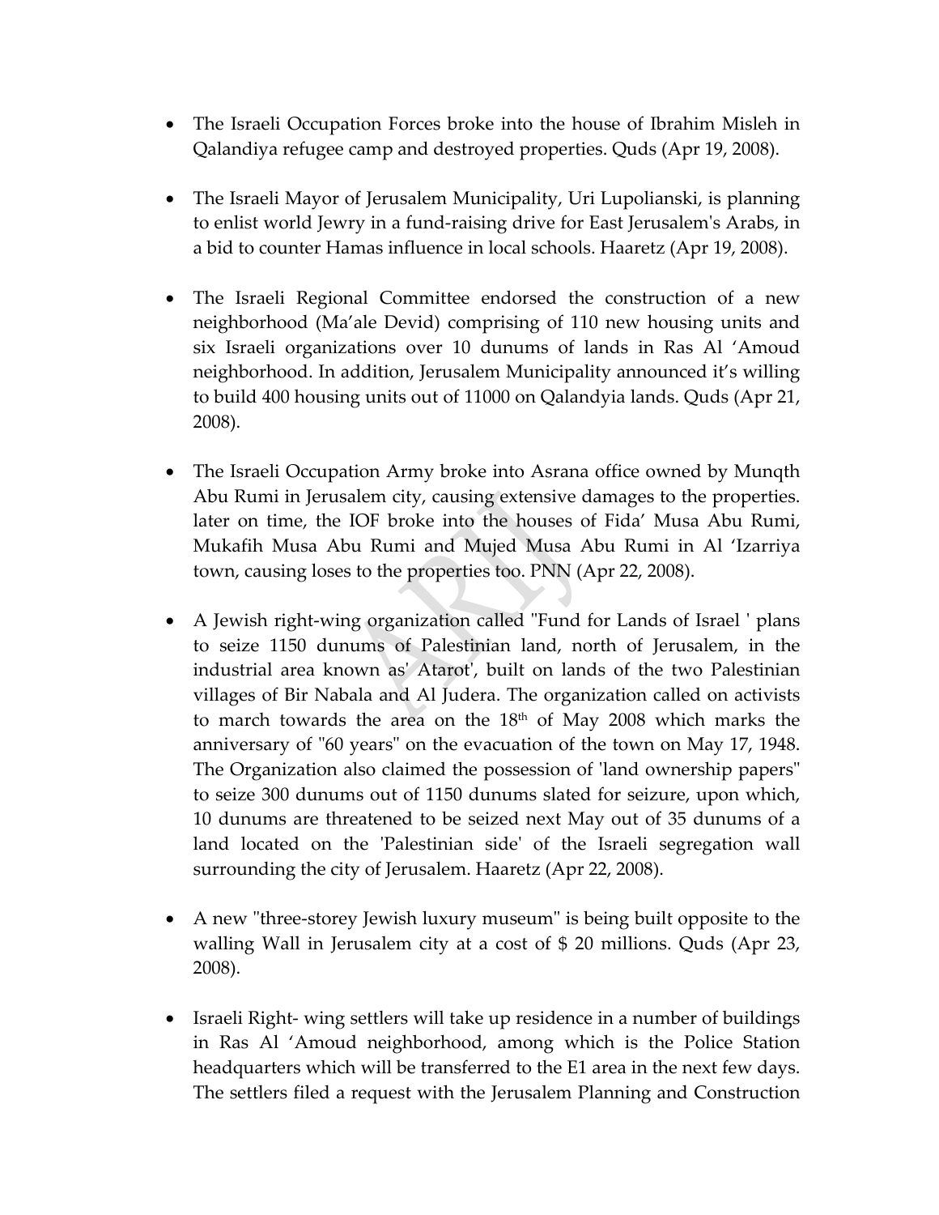- The Israeli Occupation Forces broke into the house of Ibrahim Misleh in Qalandiya refugee camp and destroyed properties. Quds (Apr 19, 2008).

- The Israeli Mayor of Jerusalem Municipality, Uri Lupolianski, is planning to enlist world Jewry in a fund-raising drive for East Jerusalem's Arabs, in a bid to counter Hamas influence in local schools. Haaretz (Apr 19, 2008).

- The Israeli Regional Committee endorsed the construction of a new neighborhood (Ma'ale Devid) comprising of 110 new housing units and six Israeli organizations over 10 dunums of lands in Ras Al 'Amoud neighborhood. In addition, Jerusalem Municipality announced it's willing to build 400 housing units out of 11000 on Qalandyia lands. Quds (Apr 21, 2008).

- The Israeli Occupation Army broke into Asrana office owned by Munqth Abu Rumi in Jerusalem city, causing extensive damages to the properties. later on time, the IOF broke into the houses of Fida' Musa Abu Rumi, Mukafih Musa Abu Rumi and Mujed Musa Abu Rumi in Al 'Izarriya town, causing loses to the properties too. PNN (Apr 22, 2008).

- A Jewish right-wing organization called "Fund for Lands of Israel ' plans to seize 1150 dunums of Palestinian land, north of Jerusalem, in the industrial area known as' Atarot', built on lands of the two Palestinian villages of Bir Nabala and Al Judera. The organization called on activists to march towards the area on the 18th of May 2008 which marks the anniversary of "60 years" on the evacuation of the town on May 17, 1948. The Organization also claimed the possession of 'land ownership papers" to seize 300 dunums out of 1150 dunums slated for seizure, upon which, 10 dunums are threatened to be seized next May out of 35 dunums of a land located on the 'Palestinian side' of the Israeli segregation wall surrounding the city of Jerusalem. Haaretz (Apr 22, 2008).

- A new "three-storey Jewish luxury museum" is being built opposite to the walling Wall in Jerusalem city at a cost of $ 20 millions. Quds (Apr 23, 2008).

- Israeli Right- wing settlers will take up residence in a number of buildings in Ras Al 'Amoud neighborhood, among which is the Police Station headquarters which will be transferred to the E1 area in the next few days. The settlers filed a request with the Jerusalem Planning and Construction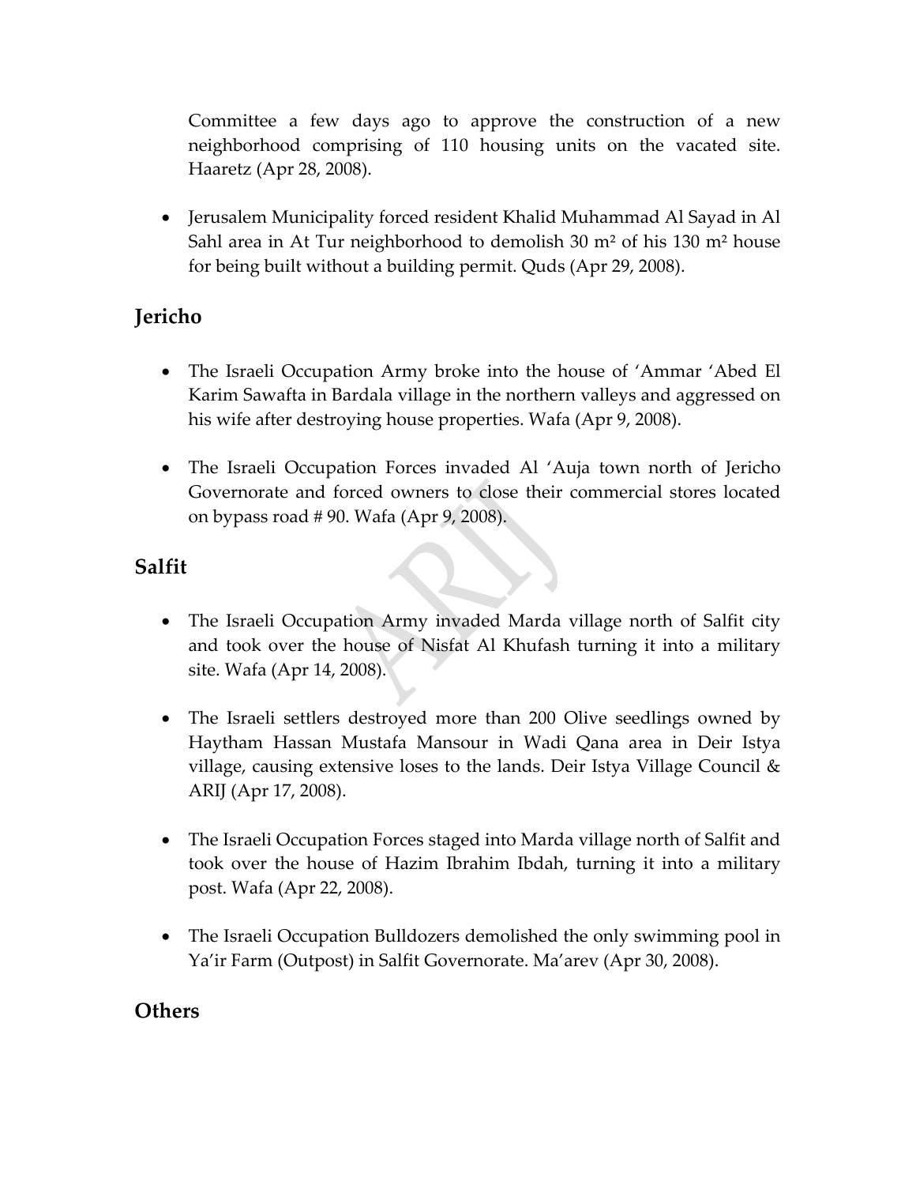Committee a few days ago to approve the construction of a new neighborhood comprising of 110 housing units on the vacated site. Haaretz (Apr 28, 2008).

- Jerusalem Municipality forced resident Khalid Muhammad Al Sayad in Al Sahl area in At Tur neighborhood to demolish 30 m² of his 130 m² house for being built without a building permit. Quds (Apr 29, 2008).

## Jericho

- The Israeli Occupation Army broke into the house of 'Ammar 'Abed El Karim Sawafta in Bardala village in the northern valleys and aggressed on his wife after destroying house properties. Wafa (Apr 9, 2008).

- The Israeli Occupation Forces invaded Al 'Auja town north of Jericho Governorate and forced owners to close their commercial stores located on bypass road # 90. Wafa (Apr 9, 2008).

## Salfit

- The Israeli Occupation Army invaded Marda village north of Salfit city and took over the house of Nisfat Al Khufash turning it into a military site. Wafa (Apr 14, 2008).

- The Israeli settlers destroyed more than 200 Olive seedlings owned by Haytham Hassan Mustafa Mansour in Wadi Qana area in Deir Istya village, causing extensive loses to the lands. Deir Istya Village Council & ARIJ (Apr 17, 2008).

- The Israeli Occupation Forces staged into Marda village north of Salfit and took over the house of Hazim Ibrahim Ibdah, turning it into a military post. Wafa (Apr 22, 2008).

- The Israeli Occupation Bulldozers demolished the only swimming pool in Ya'ir Farm (Outpost) in Salfit Governorate. Ma'arev (Apr 30, 2008).

## Others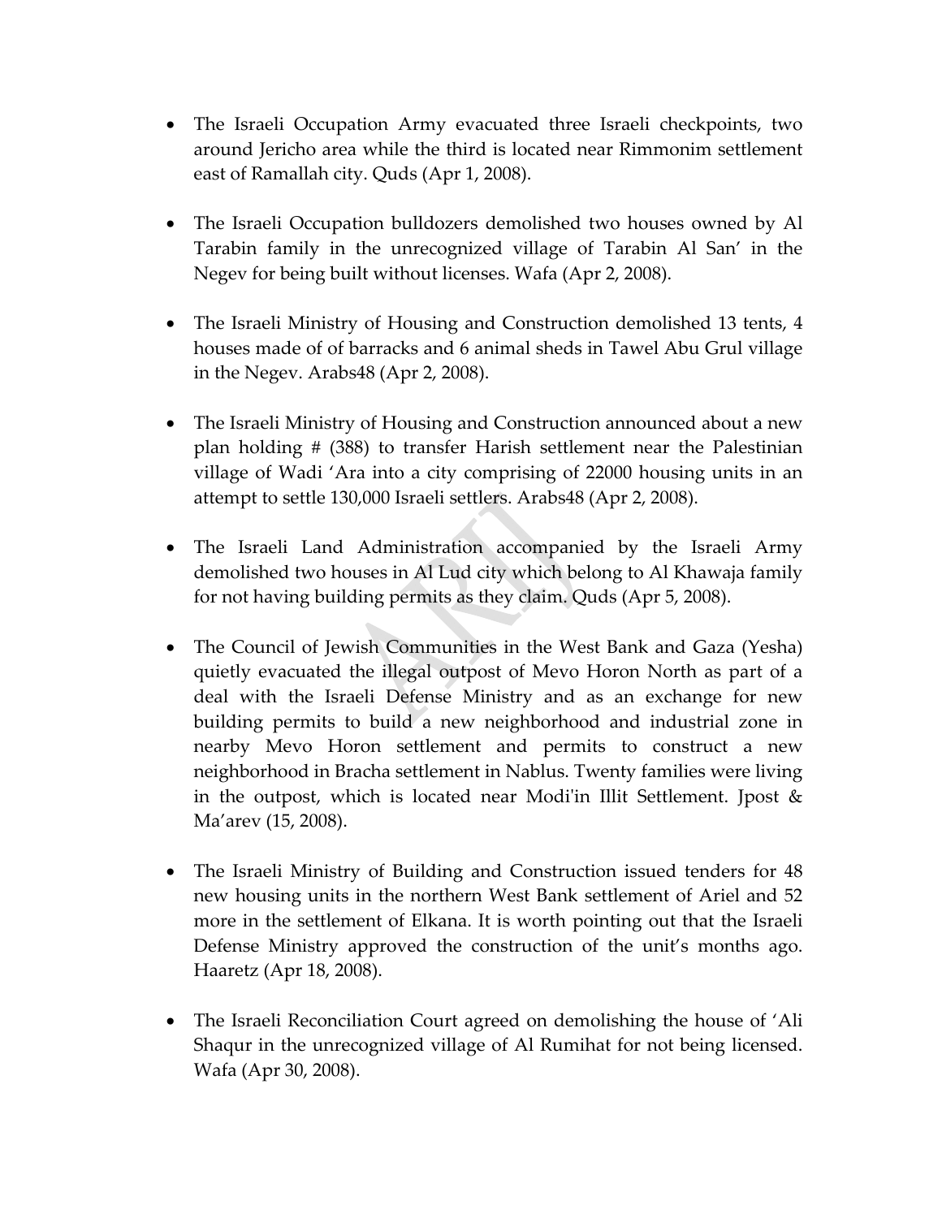- The Israeli Occupation Army evacuated three Israeli checkpoints, two around Jericho area while the third is located near Rimmonim settlement east of Ramallah city. Quds (Apr 1, 2008).

- The Israeli Occupation bulldozers demolished two houses owned by Al Tarabin family in the unrecognized village of Tarabin Al San' in the Negev for being built without licenses. Wafa (Apr 2, 2008).

- The Israeli Ministry of Housing and Construction demolished 13 tents, 4 houses made of of barracks and 6 animal sheds in Tawel Abu Grul village in the Negev. Arabs48 (Apr 2, 2008).

- The Israeli Ministry of Housing and Construction announced about a new plan holding # (388) to transfer Harish settlement near the Palestinian village of Wadi 'Ara into a city comprising of 22000 housing units in an attempt to settle 130,000 Israeli settlers. Arabs48 (Apr 2, 2008).

- The Israeli Land Administration accompanied by the Israeli Army demolished two houses in Al Lud city which belong to Al Khawaja family for not having building permits as they claim. Quds (Apr 5, 2008).

- The Council of Jewish Communities in the West Bank and Gaza (Yesha) quietly evacuated the illegal outpost of Mevo Horon North as part of a deal with the Israeli Defense Ministry and as an exchange for new building permits to build a new neighborhood and industrial zone in nearby Mevo Horon settlement and permits to construct a new neighborhood in Bracha settlement in Nablus. Twenty families were living in the outpost, which is located near Modi'in Illit Settlement. Jpost & Ma'arev (15, 2008).

- The Israeli Ministry of Building and Construction issued tenders for 48 new housing units in the northern West Bank settlement of Ariel and 52 more in the settlement of Elkana. It is worth pointing out that the Israeli Defense Ministry approved the construction of the unit's months ago. Haaretz (Apr 18, 2008).

- The Israeli Reconciliation Court agreed on demolishing the house of 'Ali Shaqur in the unrecognized village of Al Rumihat for not being licensed. Wafa (Apr 30, 2008).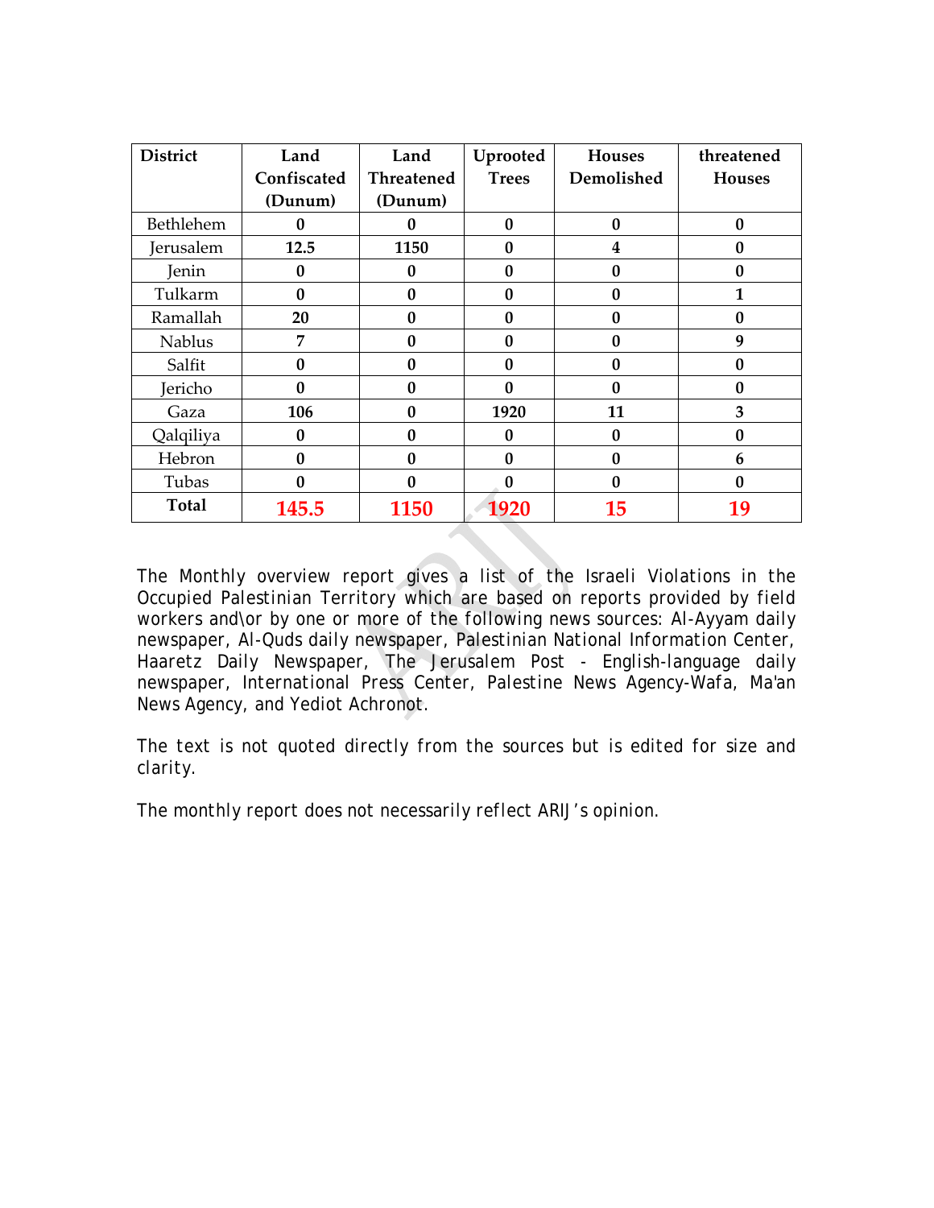| District | Land Confiscated (Dunum) | Land Threatened (Dunum) | Uprooted Trees | Houses Demolished | threatened Houses |
|---|---|---|---|---|---|
| Bethlehem | 0 | 0 | 0 | 0 | 0 |
| Jerusalem | 12.5 | 1150 | 0 | 4 | 0 |
| Jenin | 0 | 0 | 0 | 0 | 0 |
| Tulkarm | 0 | 0 | 0 | 0 | 1 |
| Ramallah | 20 | 0 | 0 | 0 | 0 |
| Nablus | 7 | 0 | 0 | 0 | 9 |
| Salfit | 0 | 0 | 0 | 0 | 0 |
| Jericho | 0 | 0 | 0 | 0 | 0 |
| Gaza | 106 | 0 | 1920 | 11 | 3 |
| Qalqiliya | 0 | 0 | 0 | 0 | 0 |
| Hebron | 0 | 0 | 0 | 0 | 6 |
| Tubas | 0 | 0 | 0 | 0 | 0 |
| **Total** | **145.5** | **1150** | **1920** | **15** | **19** |

The Monthly overview report gives a list of the Israeli Violations in the Occupied Palestinian Territory which are based on reports provided by field workers and\or by one or more of the following news sources: Al-Ayyam daily newspaper, Al-Quds daily newspaper, Palestinian National Information Center, Haaretz Daily Newspaper, The Jerusalem Post - English-language daily newspaper, International Press Center, Palestine News Agency-Wafa, Ma'an News Agency, and Yediot Achronot.

The text is not quoted directly from the sources but is edited for size and clarity.

The monthly report does not necessarily reflect ARIJ's opinion.